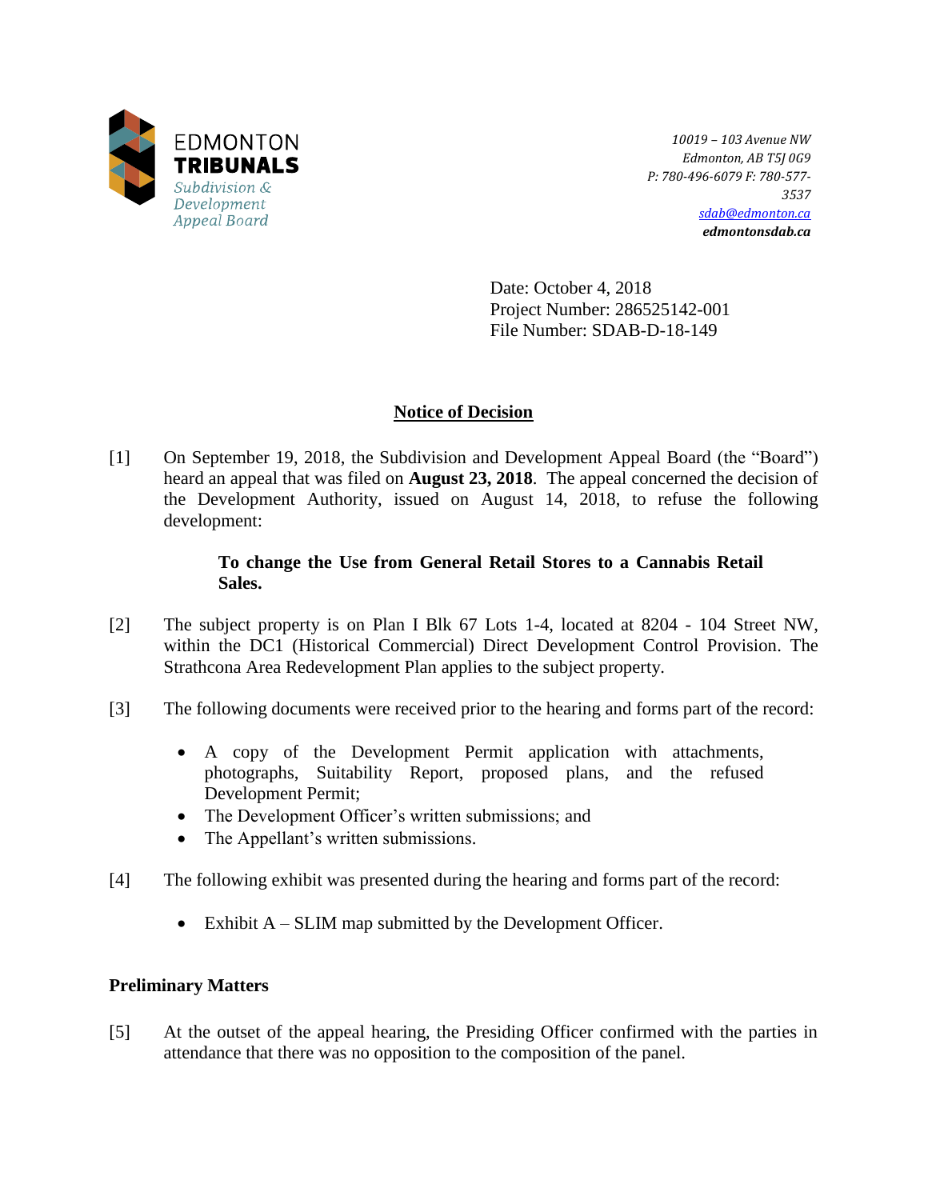EDMONTON
**TRIBUNALS**
*Subdivision & Development Appeal Board*

*10019 – 103 Avenue NW*
*Edmonton, AB T5J 0G9*
*P: 780-496-6079 F: 780-577-3537*
*sdab@edmonton.ca*
***edmontonsdab.ca***

Date: October 4, 2018
Project Number: 286525142-001
File Number: SDAB-D-18-149

## Notice of Decision

[1] On September 19, 2018, the Subdivision and Development Appeal Board (the "Board") heard an appeal that was filed on **August 23, 2018**. The appeal concerned the decision of the Development Authority, issued on August 14, 2018, to refuse the following development:

> **To change the Use from General Retail Stores to a Cannabis Retail Sales.**

[2] The subject property is on Plan I Blk 67 Lots 1-4, located at 8204 - 104 Street NW, within the DC1 (Historical Commercial) Direct Development Control Provision. The Strathcona Area Redevelopment Plan applies to the subject property.

[3] The following documents were received prior to the hearing and forms part of the record:

- A copy of the Development Permit application with attachments, photographs, Suitability Report, proposed plans, and the refused Development Permit;
- The Development Officer's written submissions; and
- The Appellant's written submissions.

[4] The following exhibit was presented during the hearing and forms part of the record:

- Exhibit A – SLIM map submitted by the Development Officer.

### Preliminary Matters

[5] At the outset of the appeal hearing, the Presiding Officer confirmed with the parties in attendance that there was no opposition to the composition of the panel.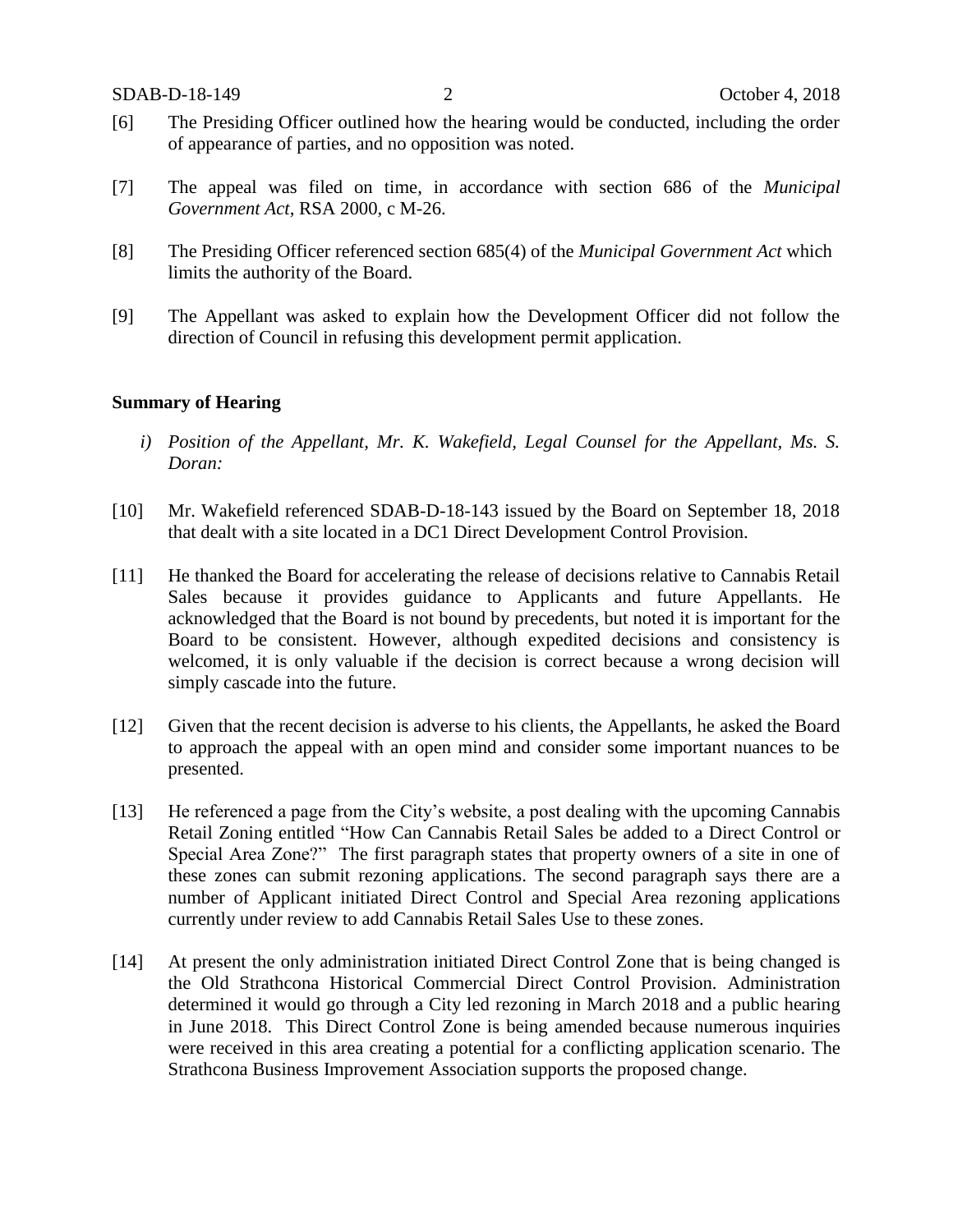[6] The Presiding Officer outlined how the hearing would be conducted, including the order of appearance of parties, and no opposition was noted.

[7] The appeal was filed on time, in accordance with section 686 of the *Municipal Government Act*, RSA 2000, c M-26.

[8] The Presiding Officer referenced section 685(4) of the *Municipal Government Act* which limits the authority of the Board.

[9] The Appellant was asked to explain how the Development Officer did not follow the direction of Council in refusing this development permit application.

**Summary of Hearing**

*i) Position of the Appellant, Mr. K. Wakefield, Legal Counsel for the Appellant, Ms. S. Doran:*

[10] Mr. Wakefield referenced SDAB-D-18-143 issued by the Board on September 18, 2018 that dealt with a site located in a DC1 Direct Development Control Provision.

[11] He thanked the Board for accelerating the release of decisions relative to Cannabis Retail Sales because it provides guidance to Applicants and future Appellants. He acknowledged that the Board is not bound by precedents, but noted it is important for the Board to be consistent. However, although expedited decisions and consistency is welcomed, it is only valuable if the decision is correct because a wrong decision will simply cascade into the future.

[12] Given that the recent decision is adverse to his clients, the Appellants, he asked the Board to approach the appeal with an open mind and consider some important nuances to be presented.

[13] He referenced a page from the City's website, a post dealing with the upcoming Cannabis Retail Zoning entitled "How Can Cannabis Retail Sales be added to a Direct Control or Special Area Zone?" The first paragraph states that property owners of a site in one of these zones can submit rezoning applications. The second paragraph says there are a number of Applicant initiated Direct Control and Special Area rezoning applications currently under review to add Cannabis Retail Sales Use to these zones.

[14] At present the only administration initiated Direct Control Zone that is being changed is the Old Strathcona Historical Commercial Direct Control Provision. Administration determined it would go through a City led rezoning in March 2018 and a public hearing in June 2018. This Direct Control Zone is being amended because numerous inquiries were received in this area creating a potential for a conflicting application scenario. The Strathcona Business Improvement Association supports the proposed change.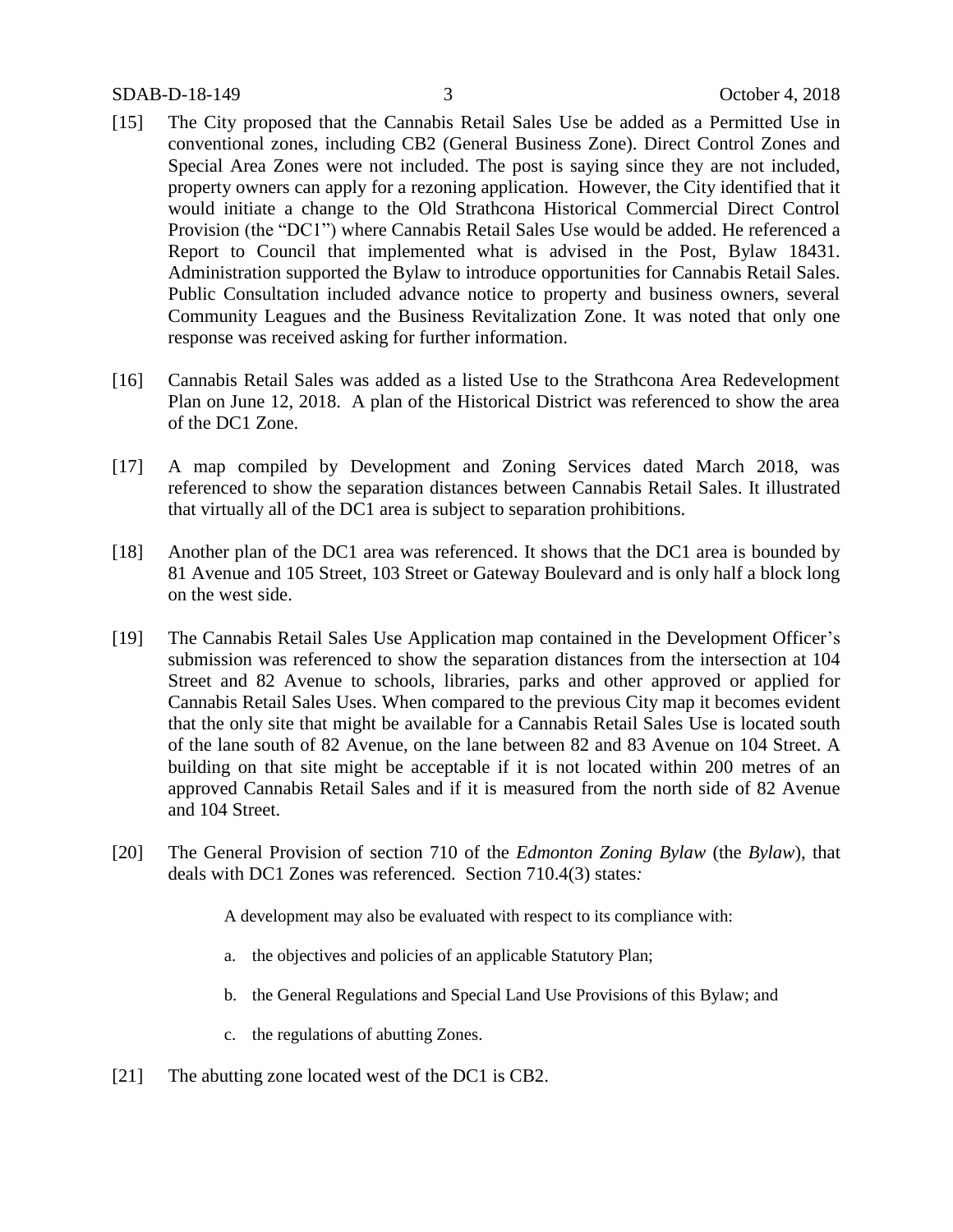[15] The City proposed that the Cannabis Retail Sales Use be added as a Permitted Use in conventional zones, including CB2 (General Business Zone). Direct Control Zones and Special Area Zones were not included. The post is saying since they are not included, property owners can apply for a rezoning application. However, the City identified that it would initiate a change to the Old Strathcona Historical Commercial Direct Control Provision (the "DC1") where Cannabis Retail Sales Use would be added. He referenced a Report to Council that implemented what is advised in the Post, Bylaw 18431. Administration supported the Bylaw to introduce opportunities for Cannabis Retail Sales. Public Consultation included advance notice to property and business owners, several Community Leagues and the Business Revitalization Zone. It was noted that only one response was received asking for further information.

[16] Cannabis Retail Sales was added as a listed Use to the Strathcona Area Redevelopment Plan on June 12, 2018. A plan of the Historical District was referenced to show the area of the DC1 Zone.

[17] A map compiled by Development and Zoning Services dated March 2018, was referenced to show the separation distances between Cannabis Retail Sales. It illustrated that virtually all of the DC1 area is subject to separation prohibitions.

[18] Another plan of the DC1 area was referenced. It shows that the DC1 area is bounded by 81 Avenue and 105 Street, 103 Street or Gateway Boulevard and is only half a block long on the west side.

[19] The Cannabis Retail Sales Use Application map contained in the Development Officer's submission was referenced to show the separation distances from the intersection at 104 Street and 82 Avenue to schools, libraries, parks and other approved or applied for Cannabis Retail Sales Uses. When compared to the previous City map it becomes evident that the only site that might be available for a Cannabis Retail Sales Use is located south of the lane south of 82 Avenue, on the lane between 82 and 83 Avenue on 104 Street. A building on that site might be acceptable if it is not located within 200 metres of an approved Cannabis Retail Sales and if it is measured from the north side of 82 Avenue and 104 Street.

[20] The General Provision of section 710 of the *Edmonton Zoning Bylaw* (the *Bylaw*), that deals with DC1 Zones was referenced. Section 710.4(3) states*:*

> A development may also be evaluated with respect to its compliance with:
>
> a. the objectives and policies of an applicable Statutory Plan;
>
> b. the General Regulations and Special Land Use Provisions of this Bylaw; and
>
> c. the regulations of abutting Zones.

[21] The abutting zone located west of the DC1 is CB2.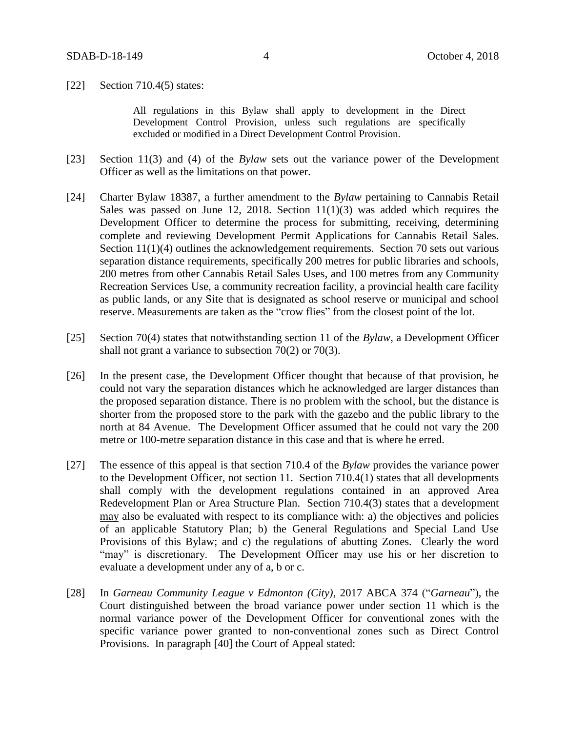[22] Section 710.4(5) states:

> All regulations in this Bylaw shall apply to development in the Direct Development Control Provision, unless such regulations are specifically excluded or modified in a Direct Development Control Provision.

[23] Section 11(3) and (4) of the *Bylaw* sets out the variance power of the Development Officer as well as the limitations on that power.

[24] Charter Bylaw 18387, a further amendment to the *Bylaw* pertaining to Cannabis Retail Sales was passed on June 12, 2018. Section 11(1)(3) was added which requires the Development Officer to determine the process for submitting, receiving, determining complete and reviewing Development Permit Applications for Cannabis Retail Sales. Section 11(1)(4) outlines the acknowledgement requirements. Section 70 sets out various separation distance requirements, specifically 200 metres for public libraries and schools, 200 metres from other Cannabis Retail Sales Uses, and 100 metres from any Community Recreation Services Use, a community recreation facility, a provincial health care facility as public lands, or any Site that is designated as school reserve or municipal and school reserve. Measurements are taken as the "crow flies" from the closest point of the lot.

[25] Section 70(4) states that notwithstanding section 11 of the *Bylaw*, a Development Officer shall not grant a variance to subsection 70(2) or 70(3).

[26] In the present case, the Development Officer thought that because of that provision, he could not vary the separation distances which he acknowledged are larger distances than the proposed separation distance. There is no problem with the school, but the distance is shorter from the proposed store to the park with the gazebo and the public library to the north at 84 Avenue. The Development Officer assumed that he could not vary the 200 metre or 100-metre separation distance in this case and that is where he erred.

[27] The essence of this appeal is that section 710.4 of the *Bylaw* provides the variance power to the Development Officer, not section 11. Section 710.4(1) states that all developments shall comply with the development regulations contained in an approved Area Redevelopment Plan or Area Structure Plan. Section 710.4(3) states that a development may also be evaluated with respect to its compliance with: a) the objectives and policies of an applicable Statutory Plan; b) the General Regulations and Special Land Use Provisions of this Bylaw; and c) the regulations of abutting Zones. Clearly the word "may" is discretionary. The Development Officer may use his or her discretion to evaluate a development under any of a, b or c.

[28] In *Garneau Community League v Edmonton (City)*, 2017 ABCA 374 ("*Garneau*"), the Court distinguished between the broad variance power under section 11 which is the normal variance power of the Development Officer for conventional zones with the specific variance power granted to non-conventional zones such as Direct Control Provisions. In paragraph [40] the Court of Appeal stated: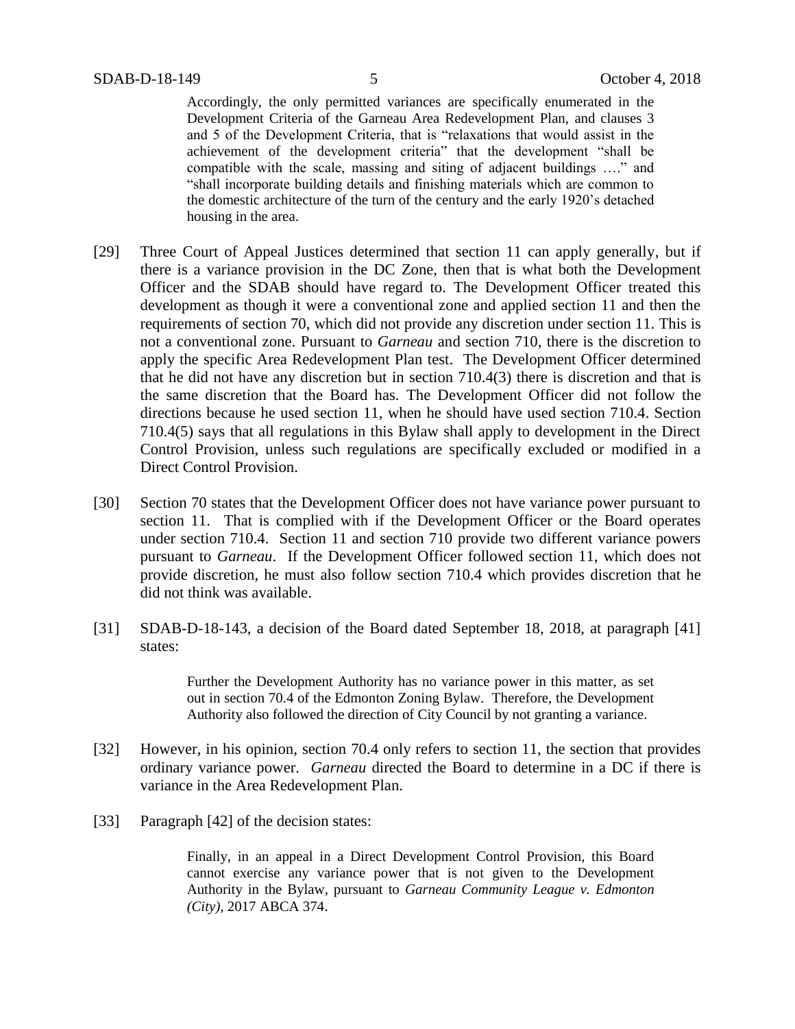> Accordingly, the only permitted variances are specifically enumerated in the Development Criteria of the Garneau Area Redevelopment Plan, and clauses 3 and 5 of the Development Criteria, that is "relaxations that would assist in the achievement of the development criteria" that the development "shall be compatible with the scale, massing and siting of adjacent buildings …." and "shall incorporate building details and finishing materials which are common to the domestic architecture of the turn of the century and the early 1920's detached housing in the area.

[29] Three Court of Appeal Justices determined that section 11 can apply generally, but if there is a variance provision in the DC Zone, then that is what both the Development Officer and the SDAB should have regard to. The Development Officer treated this development as though it were a conventional zone and applied section 11 and then the requirements of section 70, which did not provide any discretion under section 11. This is not a conventional zone. Pursuant to *Garneau* and section 710, there is the discretion to apply the specific Area Redevelopment Plan test. The Development Officer determined that he did not have any discretion but in section 710.4(3) there is discretion and that is the same discretion that the Board has. The Development Officer did not follow the directions because he used section 11, when he should have used section 710.4. Section 710.4(5) says that all regulations in this Bylaw shall apply to development in the Direct Control Provision, unless such regulations are specifically excluded or modified in a Direct Control Provision.

[30] Section 70 states that the Development Officer does not have variance power pursuant to section 11. That is complied with if the Development Officer or the Board operates under section 710.4. Section 11 and section 710 provide two different variance powers pursuant to *Garneau*. If the Development Officer followed section 11, which does not provide discretion, he must also follow section 710.4 which provides discretion that he did not think was available.

[31] SDAB-D-18-143, a decision of the Board dated September 18, 2018, at paragraph [41] states:

> Further the Development Authority has no variance power in this matter, as set out in section 70.4 of the Edmonton Zoning Bylaw. Therefore, the Development Authority also followed the direction of City Council by not granting a variance.

[32] However, in his opinion, section 70.4 only refers to section 11, the section that provides ordinary variance power. *Garneau* directed the Board to determine in a DC if there is variance in the Area Redevelopment Plan.

[33] Paragraph [42] of the decision states:

> Finally, in an appeal in a Direct Development Control Provision, this Board cannot exercise any variance power that is not given to the Development Authority in the Bylaw, pursuant to *Garneau Community League v. Edmonton (City)*, 2017 ABCA 374.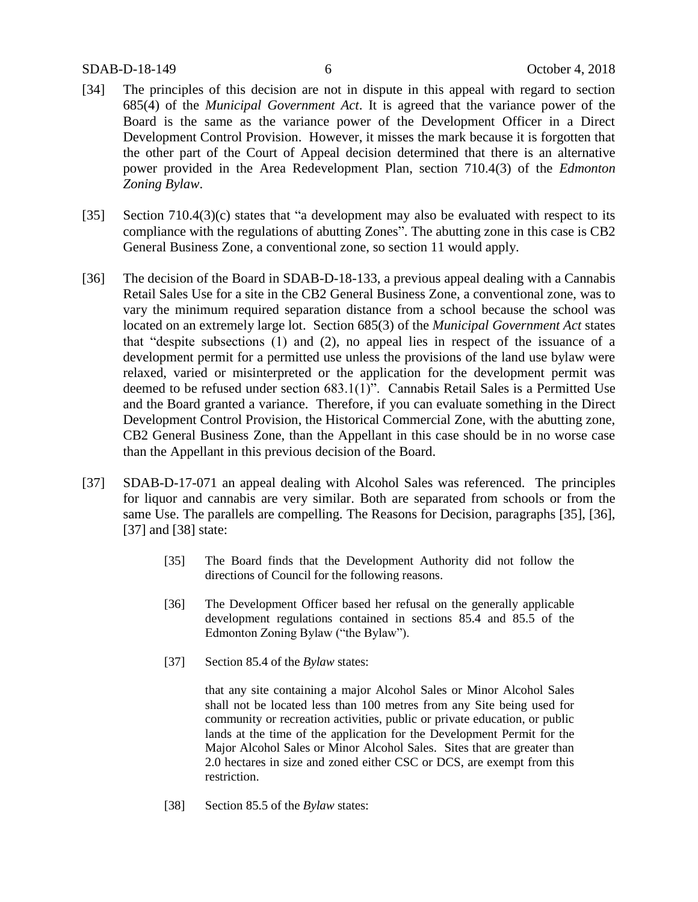[34] The principles of this decision are not in dispute in this appeal with regard to section 685(4) of the *Municipal Government Act*. It is agreed that the variance power of the Board is the same as the variance power of the Development Officer in a Direct Development Control Provision. However, it misses the mark because it is forgotten that the other part of the Court of Appeal decision determined that there is an alternative power provided in the Area Redevelopment Plan, section 710.4(3) of the *Edmonton Zoning Bylaw*.

[35] Section 710.4(3)(c) states that "a development may also be evaluated with respect to its compliance with the regulations of abutting Zones". The abutting zone in this case is CB2 General Business Zone, a conventional zone, so section 11 would apply.

[36] The decision of the Board in SDAB-D-18-133, a previous appeal dealing with a Cannabis Retail Sales Use for a site in the CB2 General Business Zone, a conventional zone, was to vary the minimum required separation distance from a school because the school was located on an extremely large lot. Section 685(3) of the *Municipal Government Act* states that "despite subsections (1) and (2), no appeal lies in respect of the issuance of a development permit for a permitted use unless the provisions of the land use bylaw were relaxed, varied or misinterpreted or the application for the development permit was deemed to be refused under section 683.1(1)". Cannabis Retail Sales is a Permitted Use and the Board granted a variance. Therefore, if you can evaluate something in the Direct Development Control Provision, the Historical Commercial Zone, with the abutting zone, CB2 General Business Zone, than the Appellant in this case should be in no worse case than the Appellant in this previous decision of the Board.

[37] SDAB-D-17-071 an appeal dealing with Alcohol Sales was referenced. The principles for liquor and cannabis are very similar. Both are separated from schools or from the same Use. The parallels are compelling. The Reasons for Decision, paragraphs [35], [36], [37] and [38] state:

> [35] The Board finds that the Development Authority did not follow the directions of Council for the following reasons.
>
> [36] The Development Officer based her refusal on the generally applicable development regulations contained in sections 85.4 and 85.5 of the Edmonton Zoning Bylaw ("the Bylaw").
>
> [37] Section 85.4 of the *Bylaw* states:
>
> that any site containing a major Alcohol Sales or Minor Alcohol Sales shall not be located less than 100 metres from any Site being used for community or recreation activities, public or private education, or public lands at the time of the application for the Development Permit for the Major Alcohol Sales or Minor Alcohol Sales. Sites that are greater than 2.0 hectares in size and zoned either CSC or DCS, are exempt from this restriction.
>
> [38] Section 85.5 of the *Bylaw* states: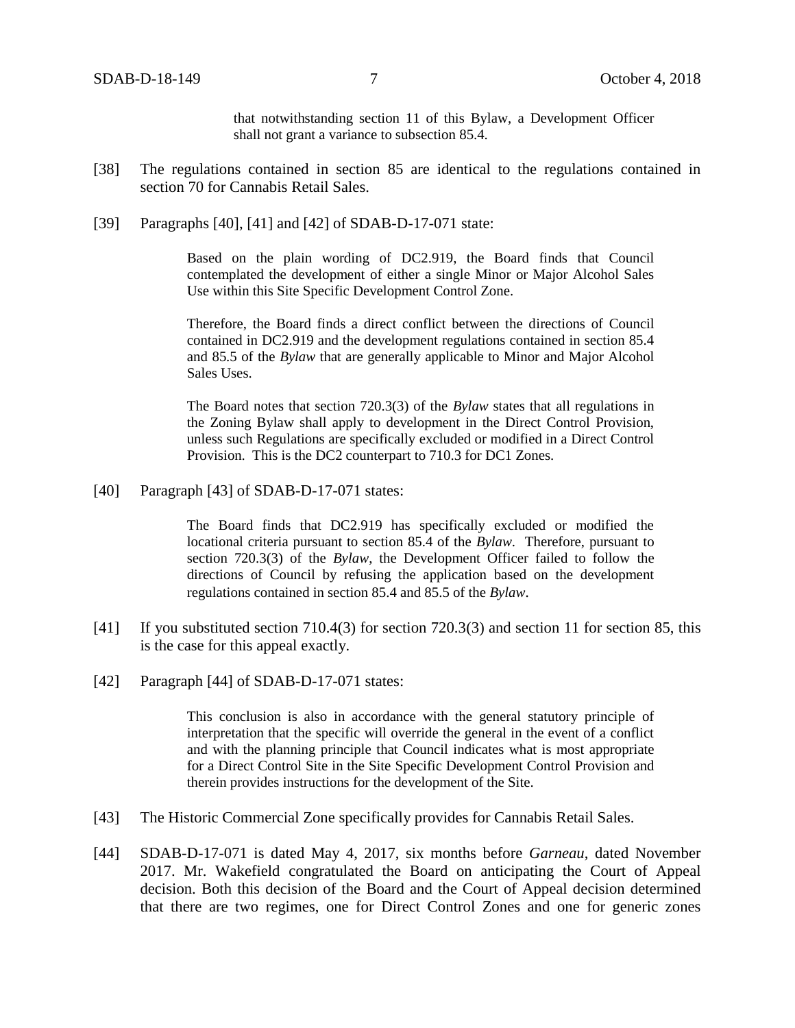> that notwithstanding section 11 of this Bylaw, a Development Officer shall not grant a variance to subsection 85.4.

[38] The regulations contained in section 85 are identical to the regulations contained in section 70 for Cannabis Retail Sales.

[39] Paragraphs [40], [41] and [42] of SDAB-D-17-071 state:

> Based on the plain wording of DC2.919, the Board finds that Council contemplated the development of either a single Minor or Major Alcohol Sales Use within this Site Specific Development Control Zone.
>
> Therefore, the Board finds a direct conflict between the directions of Council contained in DC2.919 and the development regulations contained in section 85.4 and 85.5 of the *Bylaw* that are generally applicable to Minor and Major Alcohol Sales Uses.
>
> The Board notes that section 720.3(3) of the *Bylaw* states that all regulations in the Zoning Bylaw shall apply to development in the Direct Control Provision, unless such Regulations are specifically excluded or modified in a Direct Control Provision. This is the DC2 counterpart to 710.3 for DC1 Zones.

[40] Paragraph [43] of SDAB-D-17-071 states:

> The Board finds that DC2.919 has specifically excluded or modified the locational criteria pursuant to section 85.4 of the *Bylaw*. Therefore, pursuant to section 720.3(3) of the *Bylaw*, the Development Officer failed to follow the directions of Council by refusing the application based on the development regulations contained in section 85.4 and 85.5 of the *Bylaw*.

[41] If you substituted section 710.4(3) for section 720.3(3) and section 11 for section 85, this is the case for this appeal exactly.

[42] Paragraph [44] of SDAB-D-17-071 states:

> This conclusion is also in accordance with the general statutory principle of interpretation that the specific will override the general in the event of a conflict and with the planning principle that Council indicates what is most appropriate for a Direct Control Site in the Site Specific Development Control Provision and therein provides instructions for the development of the Site.

[43] The Historic Commercial Zone specifically provides for Cannabis Retail Sales.

[44] SDAB-D-17-071 is dated May 4, 2017, six months before *Garneau*, dated November 2017. Mr. Wakefield congratulated the Board on anticipating the Court of Appeal decision. Both this decision of the Board and the Court of Appeal decision determined that there are two regimes, one for Direct Control Zones and one for generic zones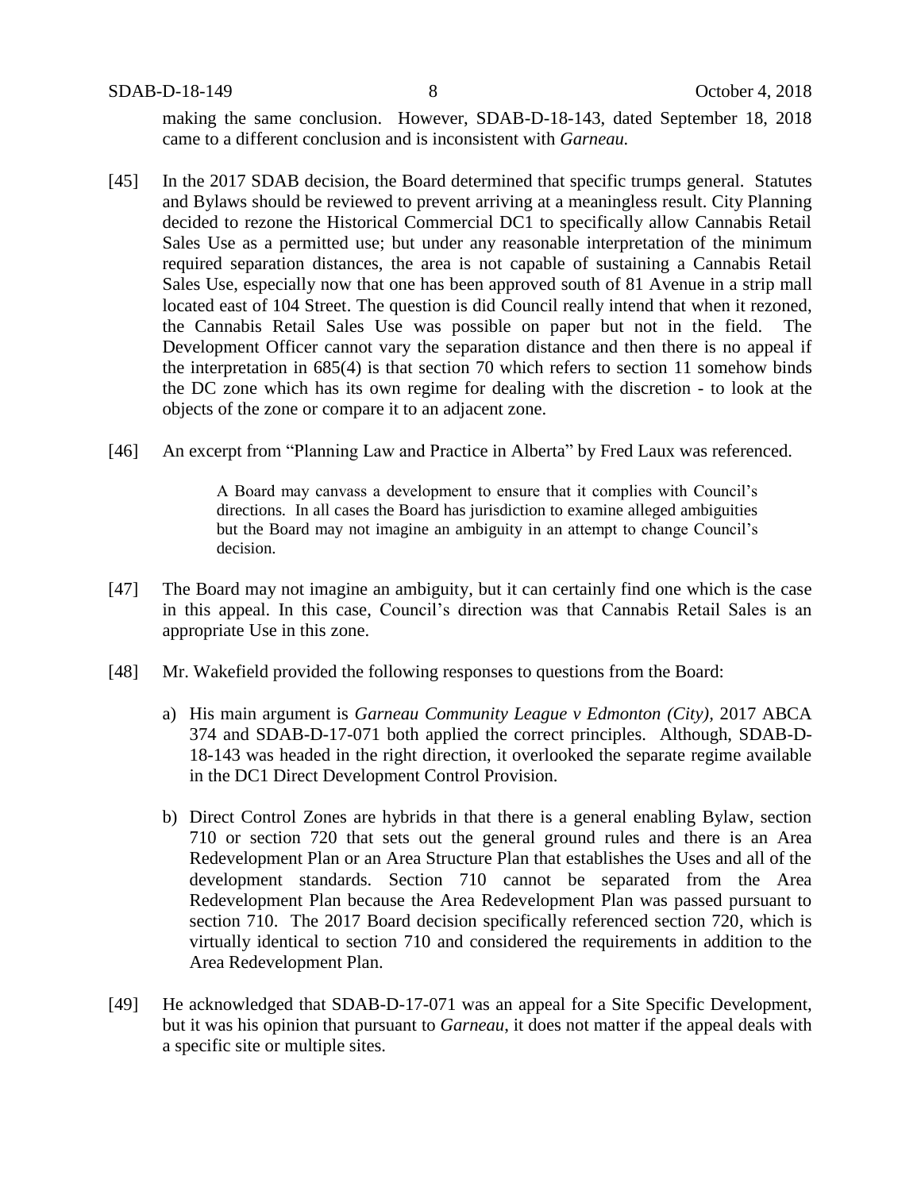making the same conclusion. However, SDAB-D-18-143, dated September 18, 2018 came to a different conclusion and is inconsistent with *Garneau.*

[45] In the 2017 SDAB decision, the Board determined that specific trumps general. Statutes and Bylaws should be reviewed to prevent arriving at a meaningless result. City Planning decided to rezone the Historical Commercial DC1 to specifically allow Cannabis Retail Sales Use as a permitted use; but under any reasonable interpretation of the minimum required separation distances, the area is not capable of sustaining a Cannabis Retail Sales Use, especially now that one has been approved south of 81 Avenue in a strip mall located east of 104 Street. The question is did Council really intend that when it rezoned, the Cannabis Retail Sales Use was possible on paper but not in the field. The Development Officer cannot vary the separation distance and then there is no appeal if the interpretation in 685(4) is that section 70 which refers to section 11 somehow binds the DC zone which has its own regime for dealing with the discretion - to look at the objects of the zone or compare it to an adjacent zone.

[46] An excerpt from "Planning Law and Practice in Alberta" by Fred Laux was referenced.

> A Board may canvass a development to ensure that it complies with Council's directions. In all cases the Board has jurisdiction to examine alleged ambiguities but the Board may not imagine an ambiguity in an attempt to change Council's decision.

[47] The Board may not imagine an ambiguity, but it can certainly find one which is the case in this appeal. In this case, Council's direction was that Cannabis Retail Sales is an appropriate Use in this zone.

[48] Mr. Wakefield provided the following responses to questions from the Board:

a) His main argument is *Garneau Community League v Edmonton (City),* 2017 ABCA 374 and SDAB-D-17-071 both applied the correct principles. Although, SDAB-D-18-143 was headed in the right direction, it overlooked the separate regime available in the DC1 Direct Development Control Provision.

b) Direct Control Zones are hybrids in that there is a general enabling Bylaw, section 710 or section 720 that sets out the general ground rules and there is an Area Redevelopment Plan or an Area Structure Plan that establishes the Uses and all of the development standards. Section 710 cannot be separated from the Area Redevelopment Plan because the Area Redevelopment Plan was passed pursuant to section 710. The 2017 Board decision specifically referenced section 720, which is virtually identical to section 710 and considered the requirements in addition to the Area Redevelopment Plan.

[49] He acknowledged that SDAB-D-17-071 was an appeal for a Site Specific Development, but it was his opinion that pursuant to *Garneau*, it does not matter if the appeal deals with a specific site or multiple sites.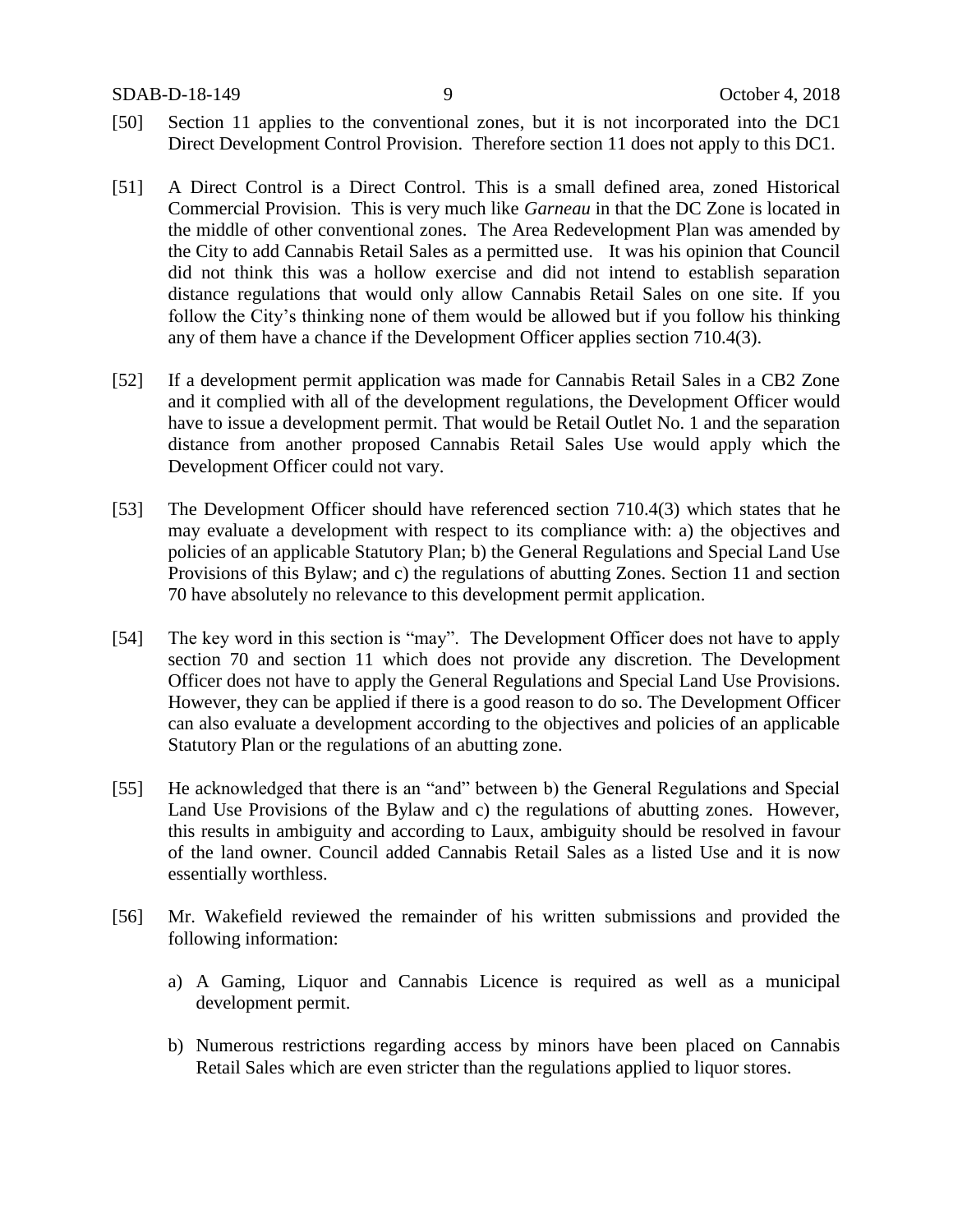[50] Section 11 applies to the conventional zones, but it is not incorporated into the DC1 Direct Development Control Provision. Therefore section 11 does not apply to this DC1.

[51] A Direct Control is a Direct Control. This is a small defined area, zoned Historical Commercial Provision. This is very much like *Garneau* in that the DC Zone is located in the middle of other conventional zones. The Area Redevelopment Plan was amended by the City to add Cannabis Retail Sales as a permitted use. It was his opinion that Council did not think this was a hollow exercise and did not intend to establish separation distance regulations that would only allow Cannabis Retail Sales on one site. If you follow the City's thinking none of them would be allowed but if you follow his thinking any of them have a chance if the Development Officer applies section 710.4(3).

[52] If a development permit application was made for Cannabis Retail Sales in a CB2 Zone and it complied with all of the development regulations, the Development Officer would have to issue a development permit. That would be Retail Outlet No. 1 and the separation distance from another proposed Cannabis Retail Sales Use would apply which the Development Officer could not vary.

[53] The Development Officer should have referenced section 710.4(3) which states that he may evaluate a development with respect to its compliance with: a) the objectives and policies of an applicable Statutory Plan; b) the General Regulations and Special Land Use Provisions of this Bylaw; and c) the regulations of abutting Zones. Section 11 and section 70 have absolutely no relevance to this development permit application.

[54] The key word in this section is "may". The Development Officer does not have to apply section 70 and section 11 which does not provide any discretion. The Development Officer does not have to apply the General Regulations and Special Land Use Provisions. However, they can be applied if there is a good reason to do so. The Development Officer can also evaluate a development according to the objectives and policies of an applicable Statutory Plan or the regulations of an abutting zone.

[55] He acknowledged that there is an "and" between b) the General Regulations and Special Land Use Provisions of the Bylaw and c) the regulations of abutting zones. However, this results in ambiguity and according to Laux, ambiguity should be resolved in favour of the land owner. Council added Cannabis Retail Sales as a listed Use and it is now essentially worthless.

[56] Mr. Wakefield reviewed the remainder of his written submissions and provided the following information:

a) A Gaming, Liquor and Cannabis Licence is required as well as a municipal development permit.

b) Numerous restrictions regarding access by minors have been placed on Cannabis Retail Sales which are even stricter than the regulations applied to liquor stores.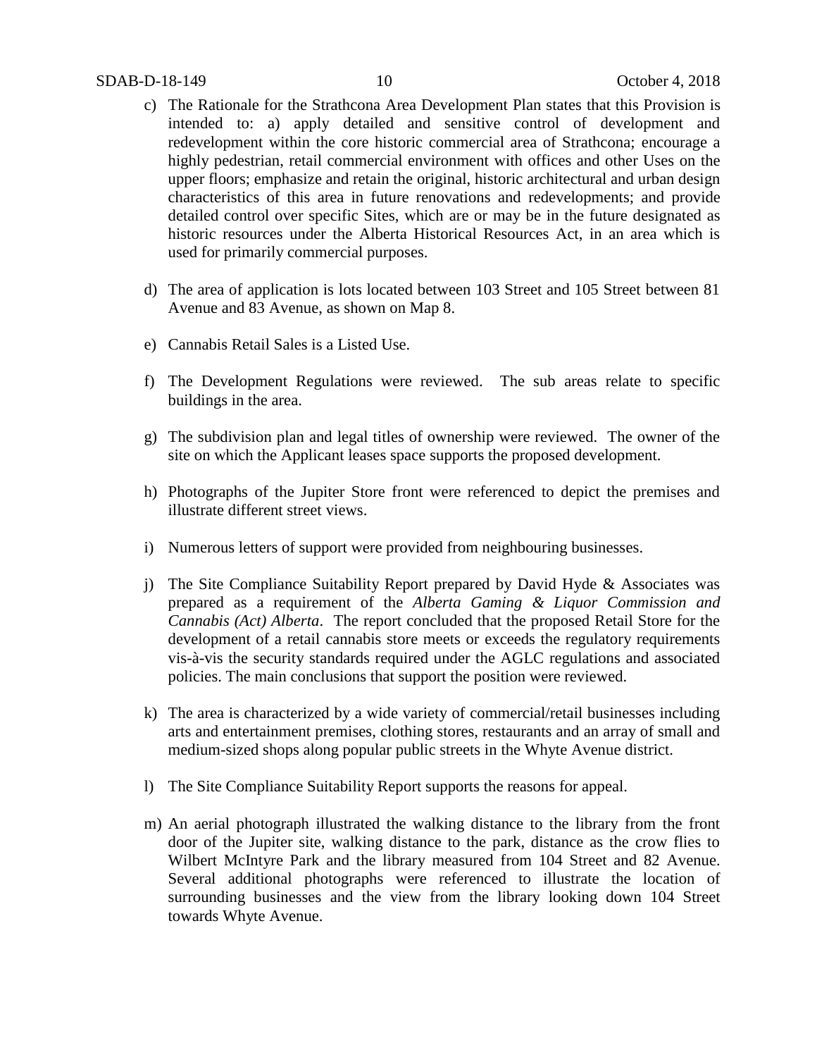c) The Rationale for the Strathcona Area Development Plan states that this Provision is intended to: a) apply detailed and sensitive control of development and redevelopment within the core historic commercial area of Strathcona; encourage a highly pedestrian, retail commercial environment with offices and other Uses on the upper floors; emphasize and retain the original, historic architectural and urban design characteristics of this area in future renovations and redevelopments; and provide detailed control over specific Sites, which are or may be in the future designated as historic resources under the Alberta Historical Resources Act, in an area which is used for primarily commercial purposes.

d) The area of application is lots located between 103 Street and 105 Street between 81 Avenue and 83 Avenue, as shown on Map 8.

e) Cannabis Retail Sales is a Listed Use.

f) The Development Regulations were reviewed. The sub areas relate to specific buildings in the area.

g) The subdivision plan and legal titles of ownership were reviewed. The owner of the site on which the Applicant leases space supports the proposed development.

h) Photographs of the Jupiter Store front were referenced to depict the premises and illustrate different street views.

i) Numerous letters of support were provided from neighbouring businesses.

j) The Site Compliance Suitability Report prepared by David Hyde & Associates was prepared as a requirement of the *Alberta Gaming & Liquor Commission and Cannabis (Act) Alberta*. The report concluded that the proposed Retail Store for the development of a retail cannabis store meets or exceeds the regulatory requirements vis-à-vis the security standards required under the AGLC regulations and associated policies. The main conclusions that support the position were reviewed.

k) The area is characterized by a wide variety of commercial/retail businesses including arts and entertainment premises, clothing stores, restaurants and an array of small and medium-sized shops along popular public streets in the Whyte Avenue district.

l) The Site Compliance Suitability Report supports the reasons for appeal.

m) An aerial photograph illustrated the walking distance to the library from the front door of the Jupiter site, walking distance to the park, distance as the crow flies to Wilbert McIntyre Park and the library measured from 104 Street and 82 Avenue. Several additional photographs were referenced to illustrate the location of surrounding businesses and the view from the library looking down 104 Street towards Whyte Avenue.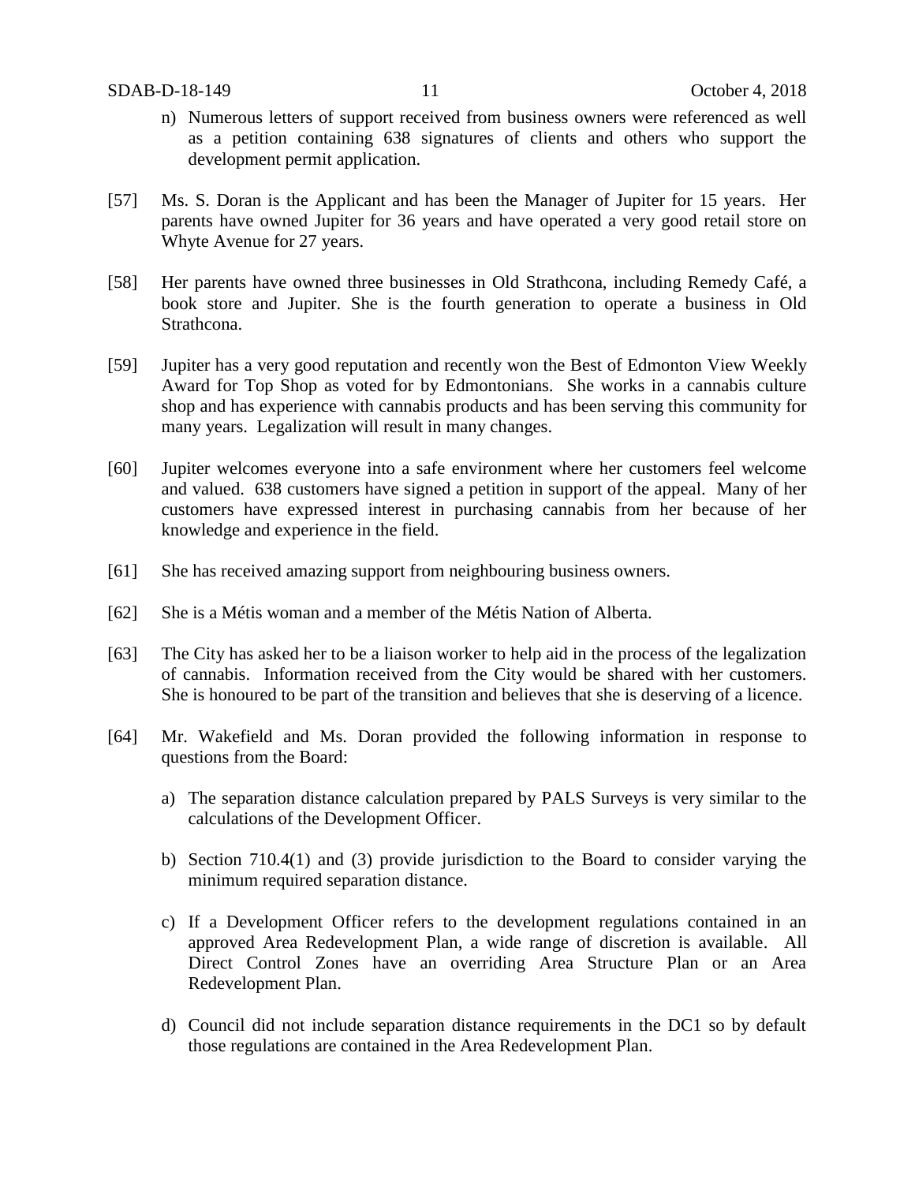n) Numerous letters of support received from business owners were referenced as well as a petition containing 638 signatures of clients and others who support the development permit application.

[57] Ms. S. Doran is the Applicant and has been the Manager of Jupiter for 15 years. Her parents have owned Jupiter for 36 years and have operated a very good retail store on Whyte Avenue for 27 years.

[58] Her parents have owned three businesses in Old Strathcona, including Remedy Café, a book store and Jupiter. She is the fourth generation to operate a business in Old Strathcona.

[59] Jupiter has a very good reputation and recently won the Best of Edmonton View Weekly Award for Top Shop as voted for by Edmontonians. She works in a cannabis culture shop and has experience with cannabis products and has been serving this community for many years. Legalization will result in many changes.

[60] Jupiter welcomes everyone into a safe environment where her customers feel welcome and valued. 638 customers have signed a petition in support of the appeal. Many of her customers have expressed interest in purchasing cannabis from her because of her knowledge and experience in the field.

[61] She has received amazing support from neighbouring business owners.

[62] She is a Métis woman and a member of the Métis Nation of Alberta.

[63] The City has asked her to be a liaison worker to help aid in the process of the legalization of cannabis. Information received from the City would be shared with her customers. She is honoured to be part of the transition and believes that she is deserving of a licence.

[64] Mr. Wakefield and Ms. Doran provided the following information in response to questions from the Board:

a) The separation distance calculation prepared by PALS Surveys is very similar to the calculations of the Development Officer.

b) Section 710.4(1) and (3) provide jurisdiction to the Board to consider varying the minimum required separation distance.

c) If a Development Officer refers to the development regulations contained in an approved Area Redevelopment Plan, a wide range of discretion is available. All Direct Control Zones have an overriding Area Structure Plan or an Area Redevelopment Plan.

d) Council did not include separation distance requirements in the DC1 so by default those regulations are contained in the Area Redevelopment Plan.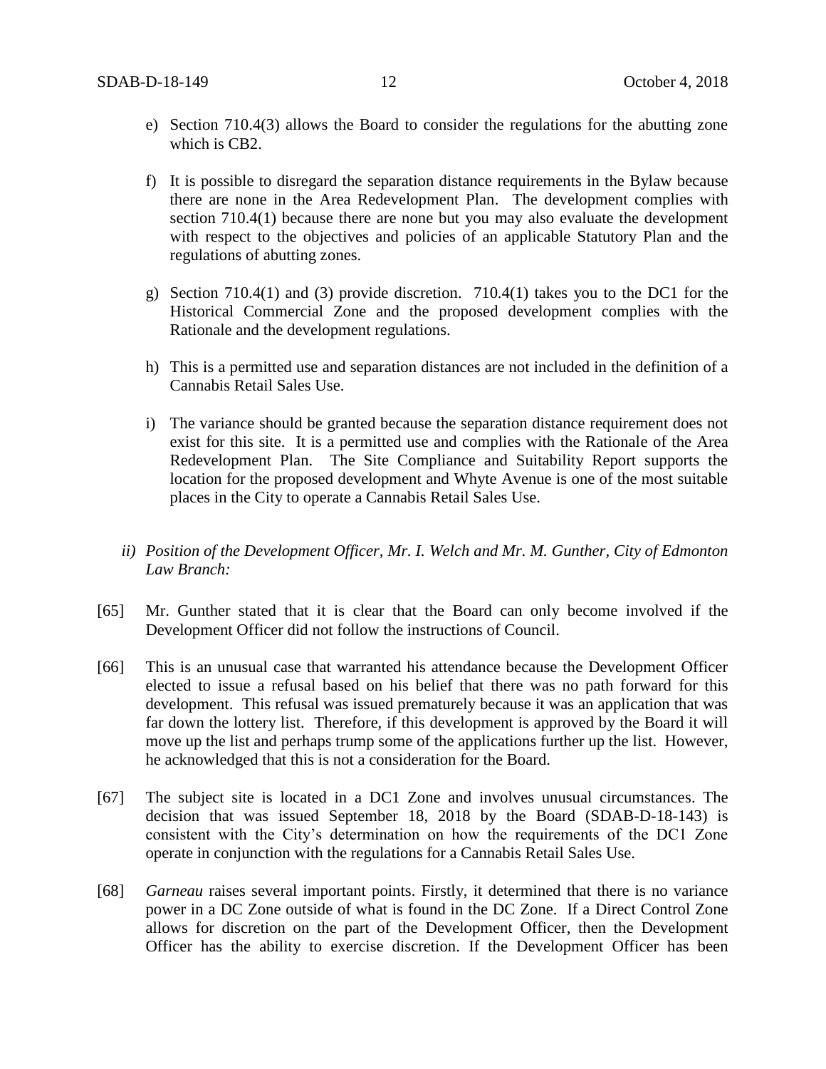e) Section 710.4(3) allows the Board to consider the regulations for the abutting zone which is CB2.

f) It is possible to disregard the separation distance requirements in the Bylaw because there are none in the Area Redevelopment Plan. The development complies with section 710.4(1) because there are none but you may also evaluate the development with respect to the objectives and policies of an applicable Statutory Plan and the regulations of abutting zones.

g) Section 710.4(1) and (3) provide discretion. 710.4(1) takes you to the DC1 for the Historical Commercial Zone and the proposed development complies with the Rationale and the development regulations.

h) This is a permitted use and separation distances are not included in the definition of a Cannabis Retail Sales Use.

i) The variance should be granted because the separation distance requirement does not exist for this site. It is a permitted use and complies with the Rationale of the Area Redevelopment Plan. The Site Compliance and Suitability Report supports the location for the proposed development and Whyte Avenue is one of the most suitable places in the City to operate a Cannabis Retail Sales Use.

*ii) Position of the Development Officer, Mr. I. Welch and Mr. M. Gunther, City of Edmonton Law Branch:*

[65] Mr. Gunther stated that it is clear that the Board can only become involved if the Development Officer did not follow the instructions of Council.

[66] This is an unusual case that warranted his attendance because the Development Officer elected to issue a refusal based on his belief that there was no path forward for this development. This refusal was issued prematurely because it was an application that was far down the lottery list. Therefore, if this development is approved by the Board it will move up the list and perhaps trump some of the applications further up the list. However, he acknowledged that this is not a consideration for the Board.

[67] The subject site is located in a DC1 Zone and involves unusual circumstances. The decision that was issued September 18, 2018 by the Board (SDAB-D-18-143) is consistent with the City's determination on how the requirements of the DC1 Zone operate in conjunction with the regulations for a Cannabis Retail Sales Use.

[68] *Garneau* raises several important points. Firstly, it determined that there is no variance power in a DC Zone outside of what is found in the DC Zone. If a Direct Control Zone allows for discretion on the part of the Development Officer, then the Development Officer has the ability to exercise discretion. If the Development Officer has been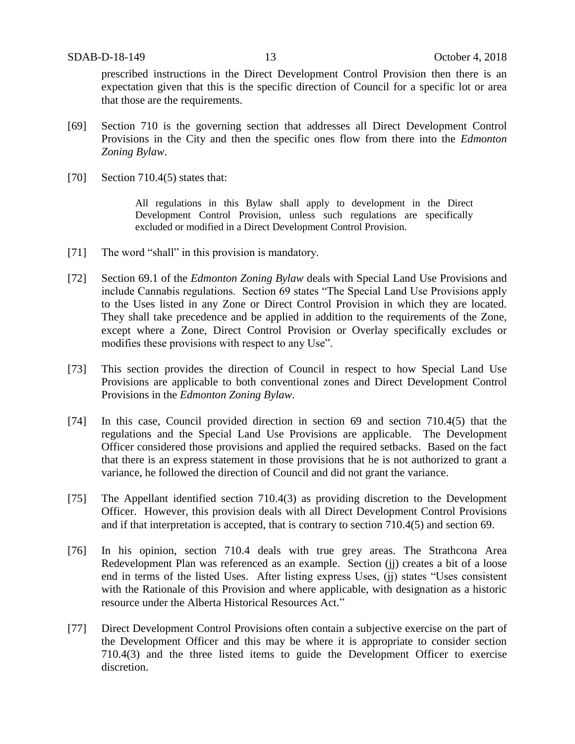prescribed instructions in the Direct Development Control Provision then there is an expectation given that this is the specific direction of Council for a specific lot or area that those are the requirements.

[69] Section 710 is the governing section that addresses all Direct Development Control Provisions in the City and then the specific ones flow from there into the *Edmonton Zoning Bylaw*.

[70] Section 710.4(5) states that:

> All regulations in this Bylaw shall apply to development in the Direct Development Control Provision, unless such regulations are specifically excluded or modified in a Direct Development Control Provision.

[71] The word "shall" in this provision is mandatory.

[72] Section 69.1 of the *Edmonton Zoning Bylaw* deals with Special Land Use Provisions and include Cannabis regulations. Section 69 states "The Special Land Use Provisions apply to the Uses listed in any Zone or Direct Control Provision in which they are located. They shall take precedence and be applied in addition to the requirements of the Zone, except where a Zone, Direct Control Provision or Overlay specifically excludes or modifies these provisions with respect to any Use".

[73] This section provides the direction of Council in respect to how Special Land Use Provisions are applicable to both conventional zones and Direct Development Control Provisions in the *Edmonton Zoning Bylaw*.

[74] In this case, Council provided direction in section 69 and section 710.4(5) that the regulations and the Special Land Use Provisions are applicable. The Development Officer considered those provisions and applied the required setbacks. Based on the fact that there is an express statement in those provisions that he is not authorized to grant a variance, he followed the direction of Council and did not grant the variance.

[75] The Appellant identified section 710.4(3) as providing discretion to the Development Officer. However, this provision deals with all Direct Development Control Provisions and if that interpretation is accepted, that is contrary to section 710.4(5) and section 69.

[76] In his opinion, section 710.4 deals with true grey areas. The Strathcona Area Redevelopment Plan was referenced as an example. Section (jj) creates a bit of a loose end in terms of the listed Uses. After listing express Uses, (jj) states "Uses consistent with the Rationale of this Provision and where applicable, with designation as a historic resource under the Alberta Historical Resources Act."

[77] Direct Development Control Provisions often contain a subjective exercise on the part of the Development Officer and this may be where it is appropriate to consider section 710.4(3) and the three listed items to guide the Development Officer to exercise discretion.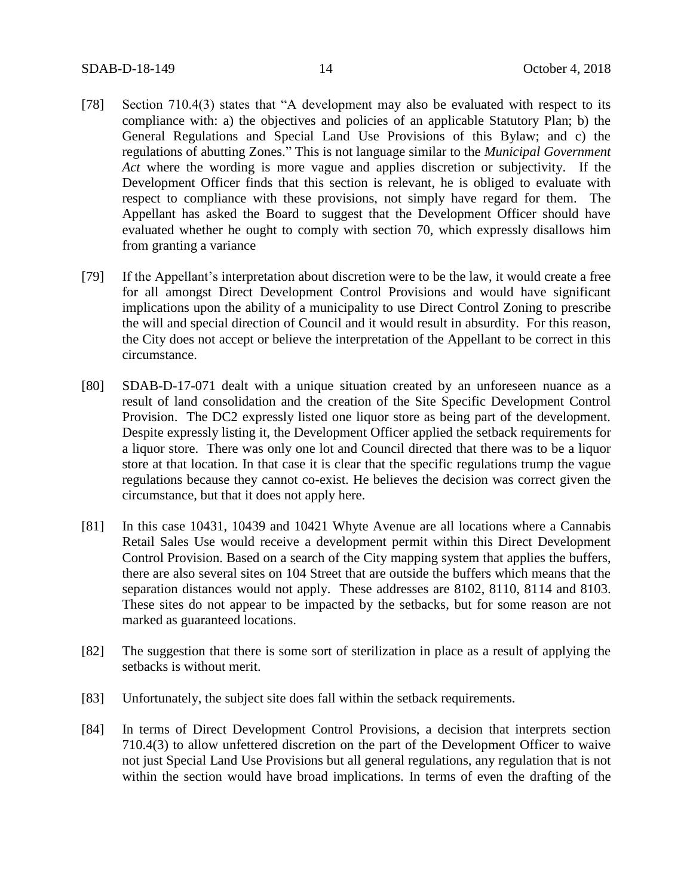[78] Section 710.4(3) states that "A development may also be evaluated with respect to its compliance with: a) the objectives and policies of an applicable Statutory Plan; b) the General Regulations and Special Land Use Provisions of this Bylaw; and c) the regulations of abutting Zones." This is not language similar to the *Municipal Government Act* where the wording is more vague and applies discretion or subjectivity. If the Development Officer finds that this section is relevant, he is obliged to evaluate with respect to compliance with these provisions, not simply have regard for them. The Appellant has asked the Board to suggest that the Development Officer should have evaluated whether he ought to comply with section 70, which expressly disallows him from granting a variance

[79] If the Appellant's interpretation about discretion were to be the law, it would create a free for all amongst Direct Development Control Provisions and would have significant implications upon the ability of a municipality to use Direct Control Zoning to prescribe the will and special direction of Council and it would result in absurdity. For this reason, the City does not accept or believe the interpretation of the Appellant to be correct in this circumstance.

[80] SDAB-D-17-071 dealt with a unique situation created by an unforeseen nuance as a result of land consolidation and the creation of the Site Specific Development Control Provision. The DC2 expressly listed one liquor store as being part of the development. Despite expressly listing it, the Development Officer applied the setback requirements for a liquor store. There was only one lot and Council directed that there was to be a liquor store at that location. In that case it is clear that the specific regulations trump the vague regulations because they cannot co-exist. He believes the decision was correct given the circumstance, but that it does not apply here.

[81] In this case 10431, 10439 and 10421 Whyte Avenue are all locations where a Cannabis Retail Sales Use would receive a development permit within this Direct Development Control Provision. Based on a search of the City mapping system that applies the buffers, there are also several sites on 104 Street that are outside the buffers which means that the separation distances would not apply. These addresses are 8102, 8110, 8114 and 8103. These sites do not appear to be impacted by the setbacks, but for some reason are not marked as guaranteed locations.

[82] The suggestion that there is some sort of sterilization in place as a result of applying the setbacks is without merit.

[83] Unfortunately, the subject site does fall within the setback requirements.

[84] In terms of Direct Development Control Provisions, a decision that interprets section 710.4(3) to allow unfettered discretion on the part of the Development Officer to waive not just Special Land Use Provisions but all general regulations, any regulation that is not within the section would have broad implications. In terms of even the drafting of the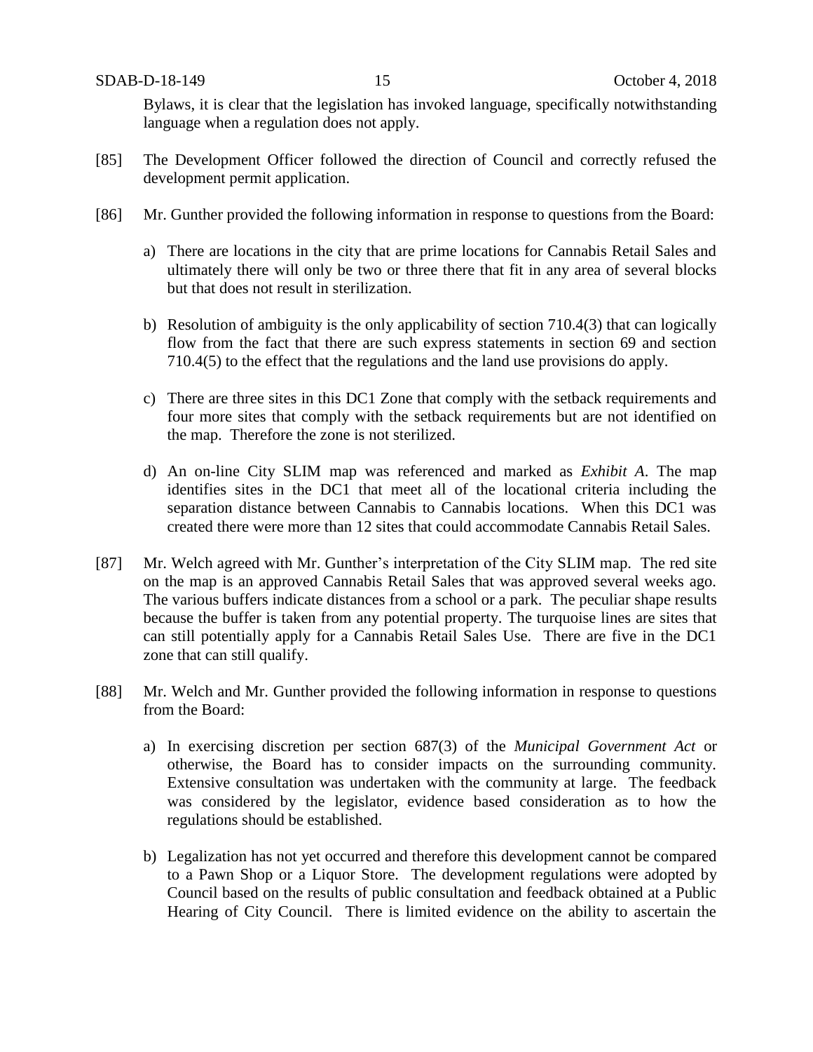Bylaws, it is clear that the legislation has invoked language, specifically notwithstanding language when a regulation does not apply.

[85] The Development Officer followed the direction of Council and correctly refused the development permit application.

[86] Mr. Gunther provided the following information in response to questions from the Board:

a) There are locations in the city that are prime locations for Cannabis Retail Sales and ultimately there will only be two or three there that fit in any area of several blocks but that does not result in sterilization.

b) Resolution of ambiguity is the only applicability of section 710.4(3) that can logically flow from the fact that there are such express statements in section 69 and section 710.4(5) to the effect that the regulations and the land use provisions do apply.

c) There are three sites in this DC1 Zone that comply with the setback requirements and four more sites that comply with the setback requirements but are not identified on the map. Therefore the zone is not sterilized.

d) An on-line City SLIM map was referenced and marked as *Exhibit A*. The map identifies sites in the DC1 that meet all of the locational criteria including the separation distance between Cannabis to Cannabis locations. When this DC1 was created there were more than 12 sites that could accommodate Cannabis Retail Sales.

[87] Mr. Welch agreed with Mr. Gunther's interpretation of the City SLIM map. The red site on the map is an approved Cannabis Retail Sales that was approved several weeks ago. The various buffers indicate distances from a school or a park. The peculiar shape results because the buffer is taken from any potential property. The turquoise lines are sites that can still potentially apply for a Cannabis Retail Sales Use. There are five in the DC1 zone that can still qualify.

[88] Mr. Welch and Mr. Gunther provided the following information in response to questions from the Board:

a) In exercising discretion per section 687(3) of the *Municipal Government Act* or otherwise, the Board has to consider impacts on the surrounding community. Extensive consultation was undertaken with the community at large. The feedback was considered by the legislator, evidence based consideration as to how the regulations should be established.

b) Legalization has not yet occurred and therefore this development cannot be compared to a Pawn Shop or a Liquor Store. The development regulations were adopted by Council based on the results of public consultation and feedback obtained at a Public Hearing of City Council. There is limited evidence on the ability to ascertain the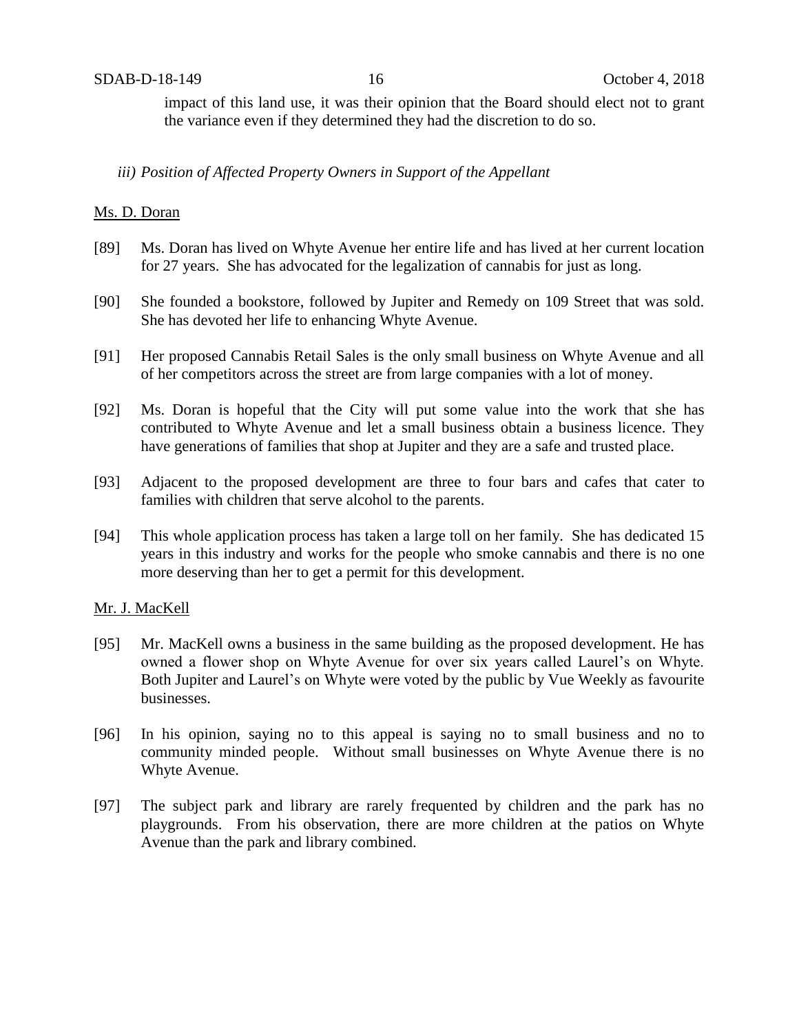impact of this land use, it was their opinion that the Board should elect not to grant the variance even if they determined they had the discretion to do so.

*iii) Position of Affected Property Owners in Support of the Appellant*

Ms. D. Doran

[89] Ms. Doran has lived on Whyte Avenue her entire life and has lived at her current location for 27 years. She has advocated for the legalization of cannabis for just as long.

[90] She founded a bookstore, followed by Jupiter and Remedy on 109 Street that was sold. She has devoted her life to enhancing Whyte Avenue.

[91] Her proposed Cannabis Retail Sales is the only small business on Whyte Avenue and all of her competitors across the street are from large companies with a lot of money.

[92] Ms. Doran is hopeful that the City will put some value into the work that she has contributed to Whyte Avenue and let a small business obtain a business licence. They have generations of families that shop at Jupiter and they are a safe and trusted place.

[93] Adjacent to the proposed development are three to four bars and cafes that cater to families with children that serve alcohol to the parents.

[94] This whole application process has taken a large toll on her family. She has dedicated 15 years in this industry and works for the people who smoke cannabis and there is no one more deserving than her to get a permit for this development.

Mr. J. MacKell

[95] Mr. MacKell owns a business in the same building as the proposed development. He has owned a flower shop on Whyte Avenue for over six years called Laurel's on Whyte. Both Jupiter and Laurel's on Whyte were voted by the public by Vue Weekly as favourite businesses.

[96] In his opinion, saying no to this appeal is saying no to small business and no to community minded people. Without small businesses on Whyte Avenue there is no Whyte Avenue.

[97] The subject park and library are rarely frequented by children and the park has no playgrounds. From his observation, there are more children at the patios on Whyte Avenue than the park and library combined.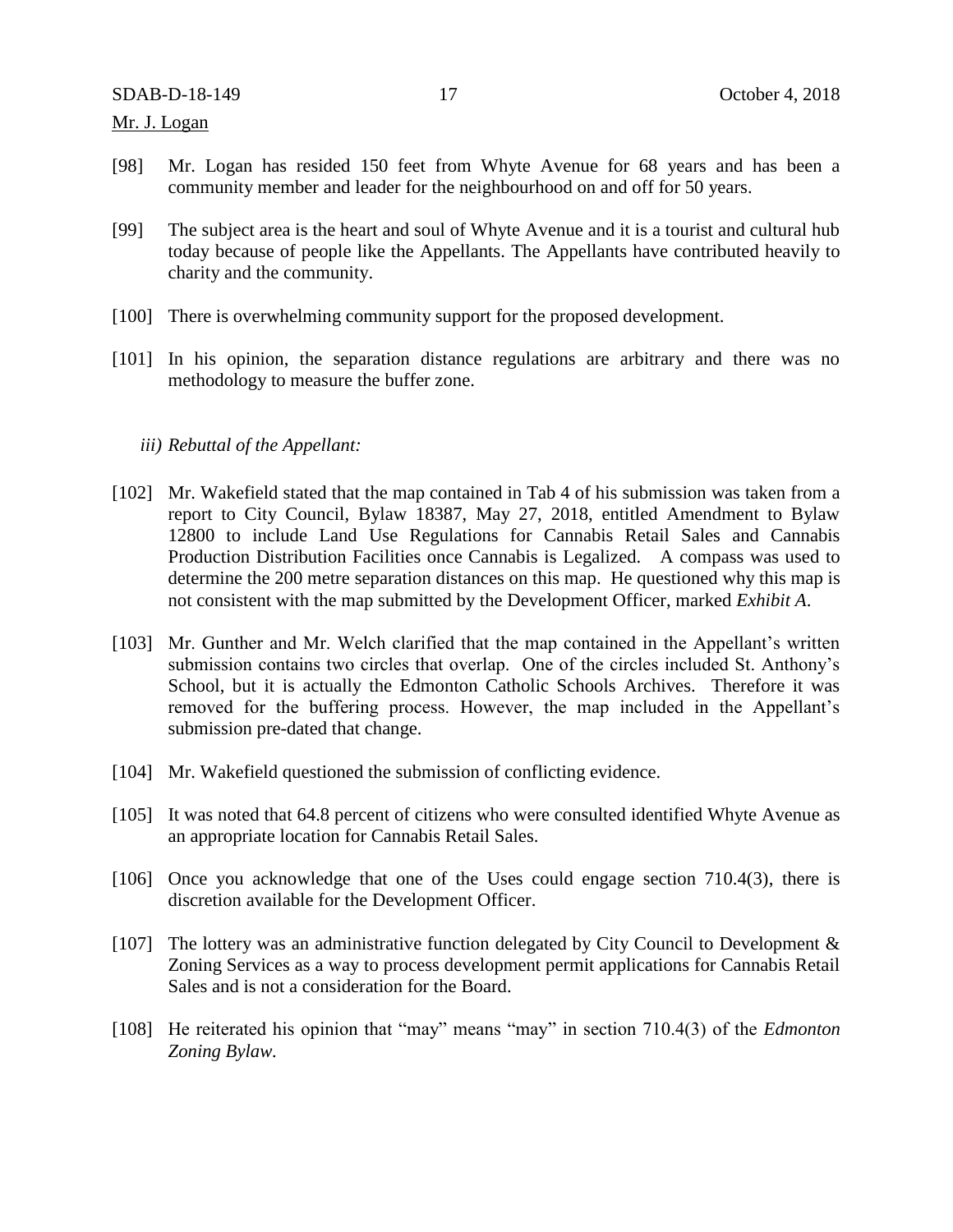Mr. J. Logan

[98] Mr. Logan has resided 150 feet from Whyte Avenue for 68 years and has been a community member and leader for the neighbourhood on and off for 50 years.

[99] The subject area is the heart and soul of Whyte Avenue and it is a tourist and cultural hub today because of people like the Appellants. The Appellants have contributed heavily to charity and the community.

[100] There is overwhelming community support for the proposed development.

[101] In his opinion, the separation distance regulations are arbitrary and there was no methodology to measure the buffer zone.

*iii) Rebuttal of the Appellant:*

[102] Mr. Wakefield stated that the map contained in Tab 4 of his submission was taken from a report to City Council, Bylaw 18387, May 27, 2018, entitled Amendment to Bylaw 12800 to include Land Use Regulations for Cannabis Retail Sales and Cannabis Production Distribution Facilities once Cannabis is Legalized. A compass was used to determine the 200 metre separation distances on this map. He questioned why this map is not consistent with the map submitted by the Development Officer, marked *Exhibit A*.

[103] Mr. Gunther and Mr. Welch clarified that the map contained in the Appellant's written submission contains two circles that overlap. One of the circles included St. Anthony's School, but it is actually the Edmonton Catholic Schools Archives. Therefore it was removed for the buffering process. However, the map included in the Appellant's submission pre-dated that change.

[104] Mr. Wakefield questioned the submission of conflicting evidence.

[105] It was noted that 64.8 percent of citizens who were consulted identified Whyte Avenue as an appropriate location for Cannabis Retail Sales.

[106] Once you acknowledge that one of the Uses could engage section 710.4(3), there is discretion available for the Development Officer.

[107] The lottery was an administrative function delegated by City Council to Development & Zoning Services as a way to process development permit applications for Cannabis Retail Sales and is not a consideration for the Board.

[108] He reiterated his opinion that "may" means "may" in section 710.4(3) of the *Edmonton Zoning Bylaw*.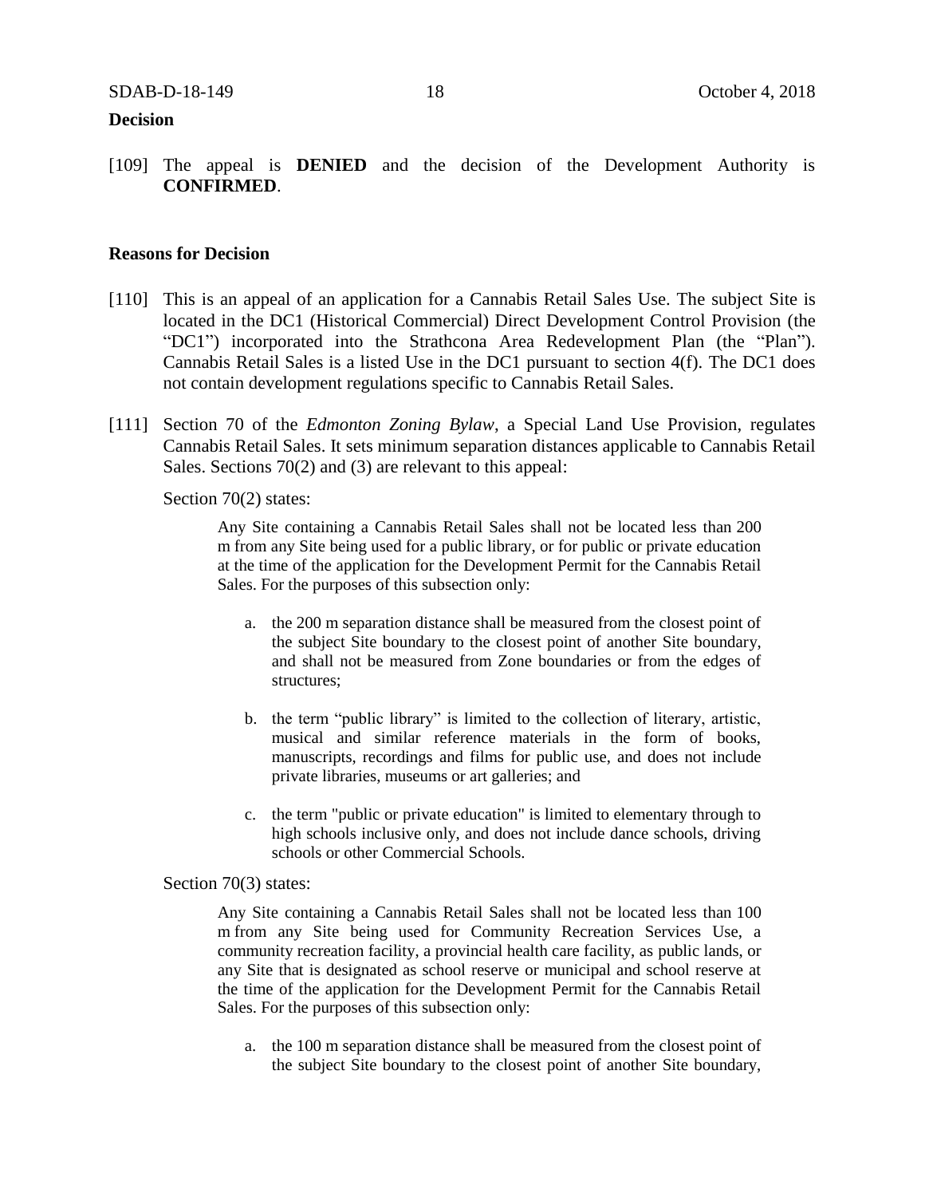**Decision**

[109] The appeal is **DENIED** and the decision of the Development Authority is **CONFIRMED**.

**Reasons for Decision**

[110] This is an appeal of an application for a Cannabis Retail Sales Use. The subject Site is located in the DC1 (Historical Commercial) Direct Development Control Provision (the "DC1") incorporated into the Strathcona Area Redevelopment Plan (the "Plan"). Cannabis Retail Sales is a listed Use in the DC1 pursuant to section 4(f). The DC1 does not contain development regulations specific to Cannabis Retail Sales.

[111] Section 70 of the *Edmonton Zoning Bylaw*, a Special Land Use Provision, regulates Cannabis Retail Sales. It sets minimum separation distances applicable to Cannabis Retail Sales. Sections 70(2) and (3) are relevant to this appeal:

Section 70(2) states:

> Any Site containing a Cannabis Retail Sales shall not be located less than 200 m from any Site being used for a public library, or for public or private education at the time of the application for the Development Permit for the Cannabis Retail Sales. For the purposes of this subsection only:
>
> a. the 200 m separation distance shall be measured from the closest point of the subject Site boundary to the closest point of another Site boundary, and shall not be measured from Zone boundaries or from the edges of structures;
>
> b. the term "public library" is limited to the collection of literary, artistic, musical and similar reference materials in the form of books, manuscripts, recordings and films for public use, and does not include private libraries, museums or art galleries; and
>
> c. the term "public or private education" is limited to elementary through to high schools inclusive only, and does not include dance schools, driving schools or other Commercial Schools.

Section 70(3) states:

> Any Site containing a Cannabis Retail Sales shall not be located less than 100 m from any Site being used for Community Recreation Services Use, a community recreation facility, a provincial health care facility, as public lands, or any Site that is designated as school reserve or municipal and school reserve at the time of the application for the Development Permit for the Cannabis Retail Sales. For the purposes of this subsection only:
>
> a. the 100 m separation distance shall be measured from the closest point of the subject Site boundary to the closest point of another Site boundary,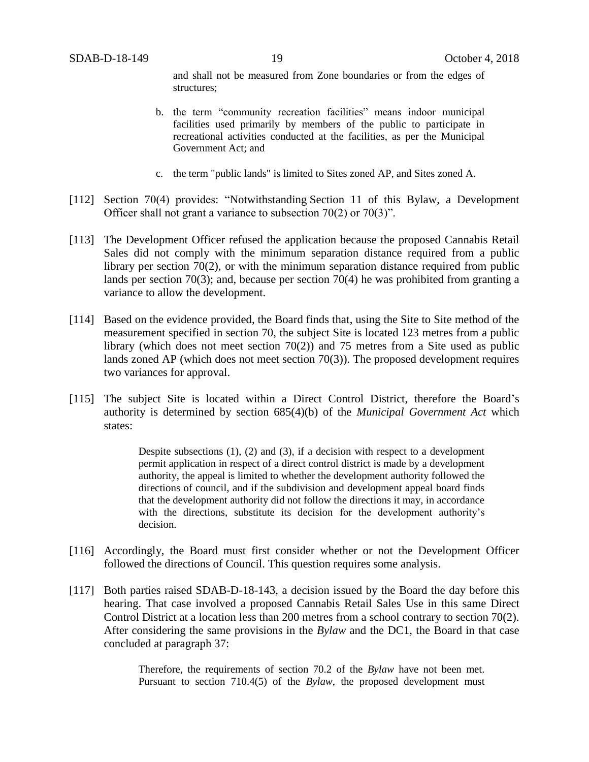and shall not be measured from Zone boundaries or from the edges of structures;

b. the term "community recreation facilities" means indoor municipal facilities used primarily by members of the public to participate in recreational activities conducted at the facilities, as per the Municipal Government Act; and

c. the term "public lands" is limited to Sites zoned AP, and Sites zoned A.

[112] Section 70(4) provides: "Notwithstanding Section 11 of this Bylaw, a Development Officer shall not grant a variance to subsection 70(2) or 70(3)".

[113] The Development Officer refused the application because the proposed Cannabis Retail Sales did not comply with the minimum separation distance required from a public library per section 70(2), or with the minimum separation distance required from public lands per section 70(3); and, because per section 70(4) he was prohibited from granting a variance to allow the development.

[114] Based on the evidence provided, the Board finds that, using the Site to Site method of the measurement specified in section 70, the subject Site is located 123 metres from a public library (which does not meet section 70(2)) and 75 metres from a Site used as public lands zoned AP (which does not meet section 70(3)). The proposed development requires two variances for approval.

[115] The subject Site is located within a Direct Control District, therefore the Board's authority is determined by section 685(4)(b) of the *Municipal Government Act* which states:

> Despite subsections (1), (2) and (3), if a decision with respect to a development permit application in respect of a direct control district is made by a development authority, the appeal is limited to whether the development authority followed the directions of council, and if the subdivision and development appeal board finds that the development authority did not follow the directions it may, in accordance with the directions, substitute its decision for the development authority's decision.

[116] Accordingly, the Board must first consider whether or not the Development Officer followed the directions of Council. This question requires some analysis.

[117] Both parties raised SDAB-D-18-143, a decision issued by the Board the day before this hearing. That case involved a proposed Cannabis Retail Sales Use in this same Direct Control District at a location less than 200 metres from a school contrary to section 70(2). After considering the same provisions in the *Bylaw* and the DC1, the Board in that case concluded at paragraph 37:

> Therefore, the requirements of section 70.2 of the *Bylaw* have not been met. Pursuant to section 710.4(5) of the *Bylaw*, the proposed development must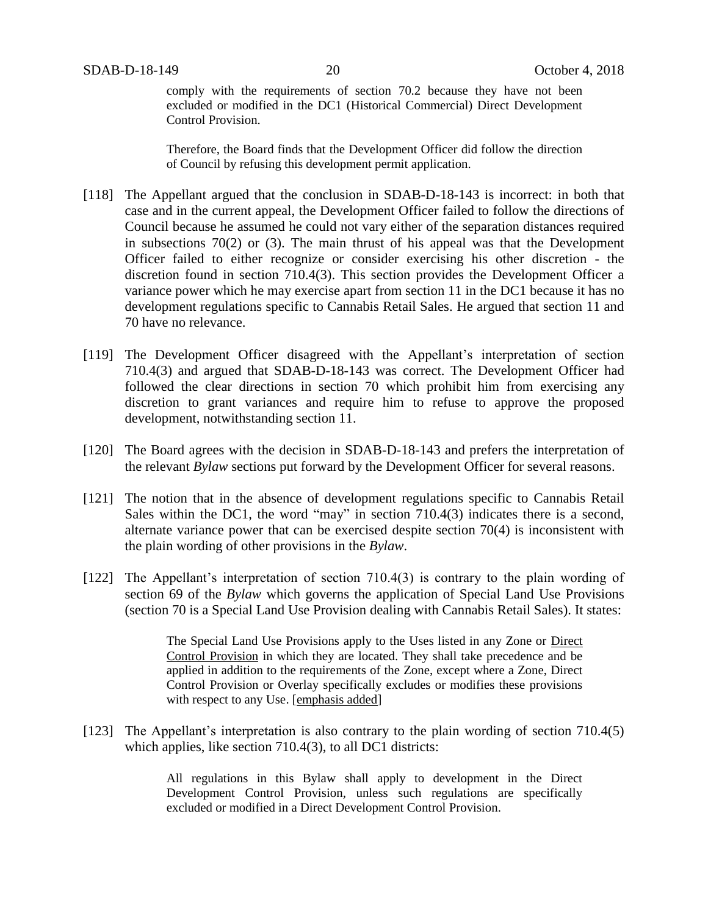> comply with the requirements of section 70.2 because they have not been excluded or modified in the DC1 (Historical Commercial) Direct Development Control Provision.
>
> Therefore, the Board finds that the Development Officer did follow the direction of Council by refusing this development permit application.

[118] The Appellant argued that the conclusion in SDAB-D-18-143 is incorrect: in both that case and in the current appeal, the Development Officer failed to follow the directions of Council because he assumed he could not vary either of the separation distances required in subsections 70(2) or (3). The main thrust of his appeal was that the Development Officer failed to either recognize or consider exercising his other discretion - the discretion found in section 710.4(3). This section provides the Development Officer a variance power which he may exercise apart from section 11 in the DC1 because it has no development regulations specific to Cannabis Retail Sales. He argued that section 11 and 70 have no relevance.

[119] The Development Officer disagreed with the Appellant's interpretation of section 710.4(3) and argued that SDAB-D-18-143 was correct. The Development Officer had followed the clear directions in section 70 which prohibit him from exercising any discretion to grant variances and require him to refuse to approve the proposed development, notwithstanding section 11.

[120] The Board agrees with the decision in SDAB-D-18-143 and prefers the interpretation of the relevant *Bylaw* sections put forward by the Development Officer for several reasons.

[121] The notion that in the absence of development regulations specific to Cannabis Retail Sales within the DC1, the word "may" in section 710.4(3) indicates there is a second, alternate variance power that can be exercised despite section 70(4) is inconsistent with the plain wording of other provisions in the *Bylaw*.

[122] The Appellant's interpretation of section 710.4(3) is contrary to the plain wording of section 69 of the *Bylaw* which governs the application of Special Land Use Provisions (section 70 is a Special Land Use Provision dealing with Cannabis Retail Sales). It states:

> The Special Land Use Provisions apply to the Uses listed in any Zone or <u>Direct Control Provision</u> in which they are located. They shall take precedence and be applied in addition to the requirements of the Zone, except where a Zone, Direct Control Provision or Overlay specifically excludes or modifies these provisions with respect to any Use. [<u>emphasis added</u>]

[123] The Appellant's interpretation is also contrary to the plain wording of section 710.4(5) which applies, like section 710.4(3), to all DC1 districts:

> All regulations in this Bylaw shall apply to development in the Direct Development Control Provision, unless such regulations are specifically excluded or modified in a Direct Development Control Provision.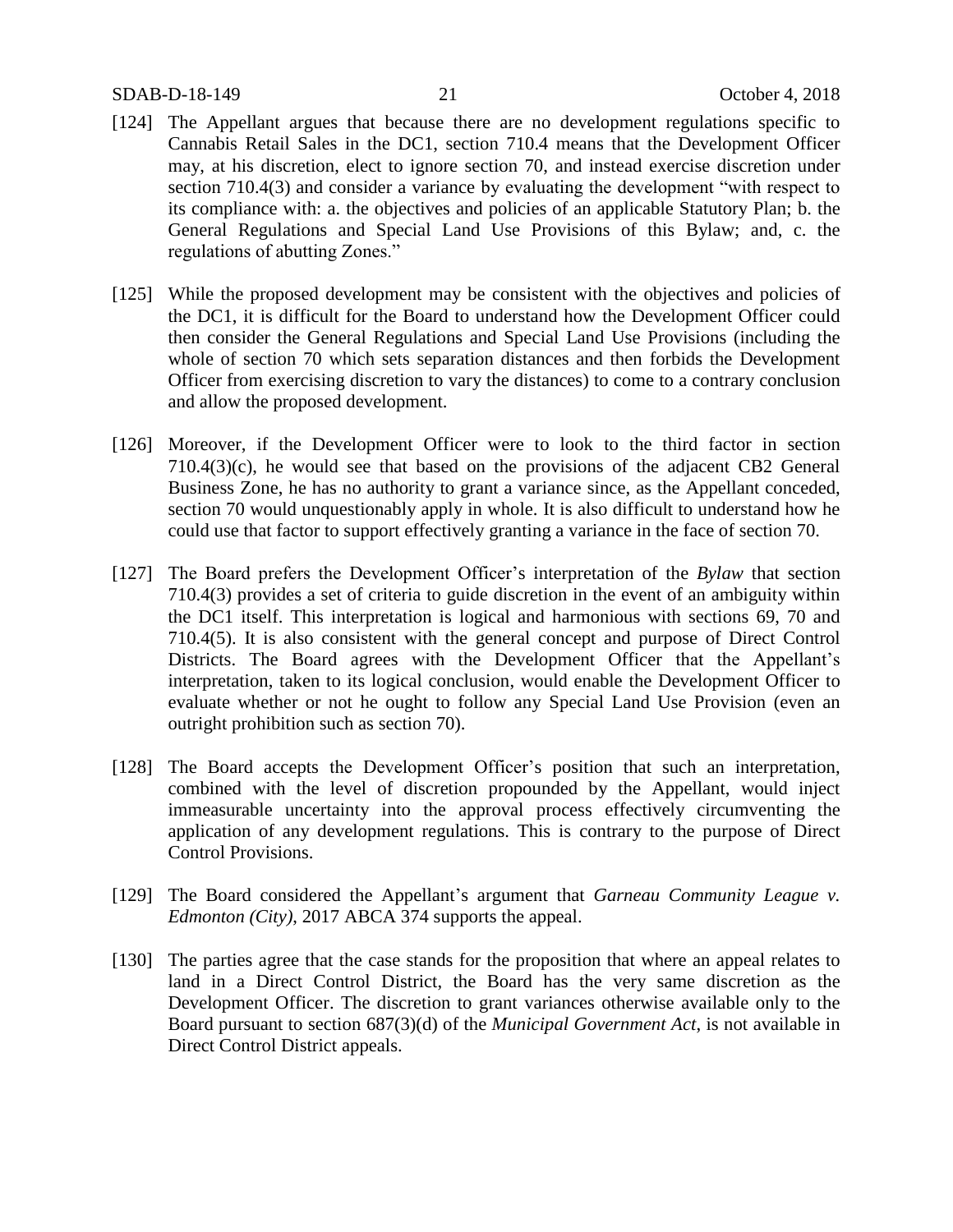[124] The Appellant argues that because there are no development regulations specific to Cannabis Retail Sales in the DC1, section 710.4 means that the Development Officer may, at his discretion, elect to ignore section 70, and instead exercise discretion under section 710.4(3) and consider a variance by evaluating the development "with respect to its compliance with: a. the objectives and policies of an applicable Statutory Plan; b. the General Regulations and Special Land Use Provisions of this Bylaw; and, c. the regulations of abutting Zones."

[125] While the proposed development may be consistent with the objectives and policies of the DC1, it is difficult for the Board to understand how the Development Officer could then consider the General Regulations and Special Land Use Provisions (including the whole of section 70 which sets separation distances and then forbids the Development Officer from exercising discretion to vary the distances) to come to a contrary conclusion and allow the proposed development.

[126] Moreover, if the Development Officer were to look to the third factor in section 710.4(3)(c), he would see that based on the provisions of the adjacent CB2 General Business Zone, he has no authority to grant a variance since, as the Appellant conceded, section 70 would unquestionably apply in whole. It is also difficult to understand how he could use that factor to support effectively granting a variance in the face of section 70.

[127] The Board prefers the Development Officer's interpretation of the *Bylaw* that section 710.4(3) provides a set of criteria to guide discretion in the event of an ambiguity within the DC1 itself. This interpretation is logical and harmonious with sections 69, 70 and 710.4(5). It is also consistent with the general concept and purpose of Direct Control Districts. The Board agrees with the Development Officer that the Appellant's interpretation, taken to its logical conclusion, would enable the Development Officer to evaluate whether or not he ought to follow any Special Land Use Provision (even an outright prohibition such as section 70).

[128] The Board accepts the Development Officer's position that such an interpretation, combined with the level of discretion propounded by the Appellant, would inject immeasurable uncertainty into the approval process effectively circumventing the application of any development regulations. This is contrary to the purpose of Direct Control Provisions.

[129] The Board considered the Appellant's argument that *Garneau Community League v. Edmonton (City)*, 2017 ABCA 374 supports the appeal.

[130] The parties agree that the case stands for the proposition that where an appeal relates to land in a Direct Control District, the Board has the very same discretion as the Development Officer. The discretion to grant variances otherwise available only to the Board pursuant to section 687(3)(d) of the *Municipal Government Act*, is not available in Direct Control District appeals.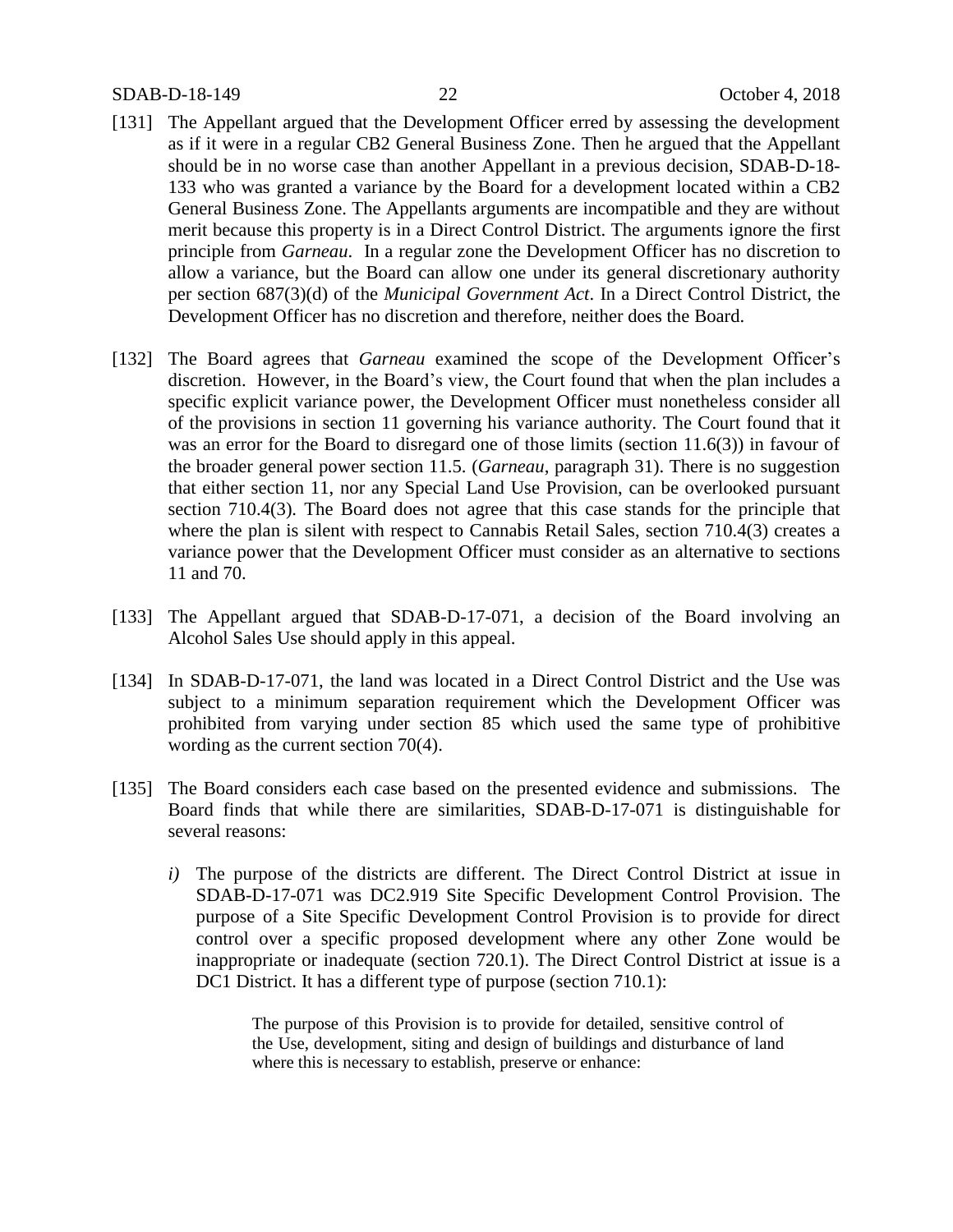[131] The Appellant argued that the Development Officer erred by assessing the development as if it were in a regular CB2 General Business Zone. Then he argued that the Appellant should be in no worse case than another Appellant in a previous decision, SDAB-D-18-133 who was granted a variance by the Board for a development located within a CB2 General Business Zone. The Appellants arguments are incompatible and they are without merit because this property is in a Direct Control District. The arguments ignore the first principle from *Garneau*. In a regular zone the Development Officer has no discretion to allow a variance, but the Board can allow one under its general discretionary authority per section 687(3)(d) of the *Municipal Government Act*. In a Direct Control District, the Development Officer has no discretion and therefore, neither does the Board.

[132] The Board agrees that *Garneau* examined the scope of the Development Officer's discretion. However, in the Board's view, the Court found that when the plan includes a specific explicit variance power, the Development Officer must nonetheless consider all of the provisions in section 11 governing his variance authority. The Court found that it was an error for the Board to disregard one of those limits (section 11.6(3)) in favour of the broader general power section 11.5. (*Garneau*, paragraph 31). There is no suggestion that either section 11, nor any Special Land Use Provision, can be overlooked pursuant section 710.4(3). The Board does not agree that this case stands for the principle that where the plan is silent with respect to Cannabis Retail Sales, section 710.4(3) creates a variance power that the Development Officer must consider as an alternative to sections 11 and 70.

[133] The Appellant argued that SDAB-D-17-071, a decision of the Board involving an Alcohol Sales Use should apply in this appeal.

[134] In SDAB-D-17-071, the land was located in a Direct Control District and the Use was subject to a minimum separation requirement which the Development Officer was prohibited from varying under section 85 which used the same type of prohibitive wording as the current section 70(4).

[135] The Board considers each case based on the presented evidence and submissions. The Board finds that while there are similarities, SDAB-D-17-071 is distinguishable for several reasons:

*i)* The purpose of the districts are different. The Direct Control District at issue in SDAB-D-17-071 was DC2.919 Site Specific Development Control Provision. The purpose of a Site Specific Development Control Provision is to provide for direct control over a specific proposed development where any other Zone would be inappropriate or inadequate (section 720.1). The Direct Control District at issue is a DC1 District. It has a different type of purpose (section 710.1):

> The purpose of this Provision is to provide for detailed, sensitive control of the Use, development, siting and design of buildings and disturbance of land where this is necessary to establish, preserve or enhance: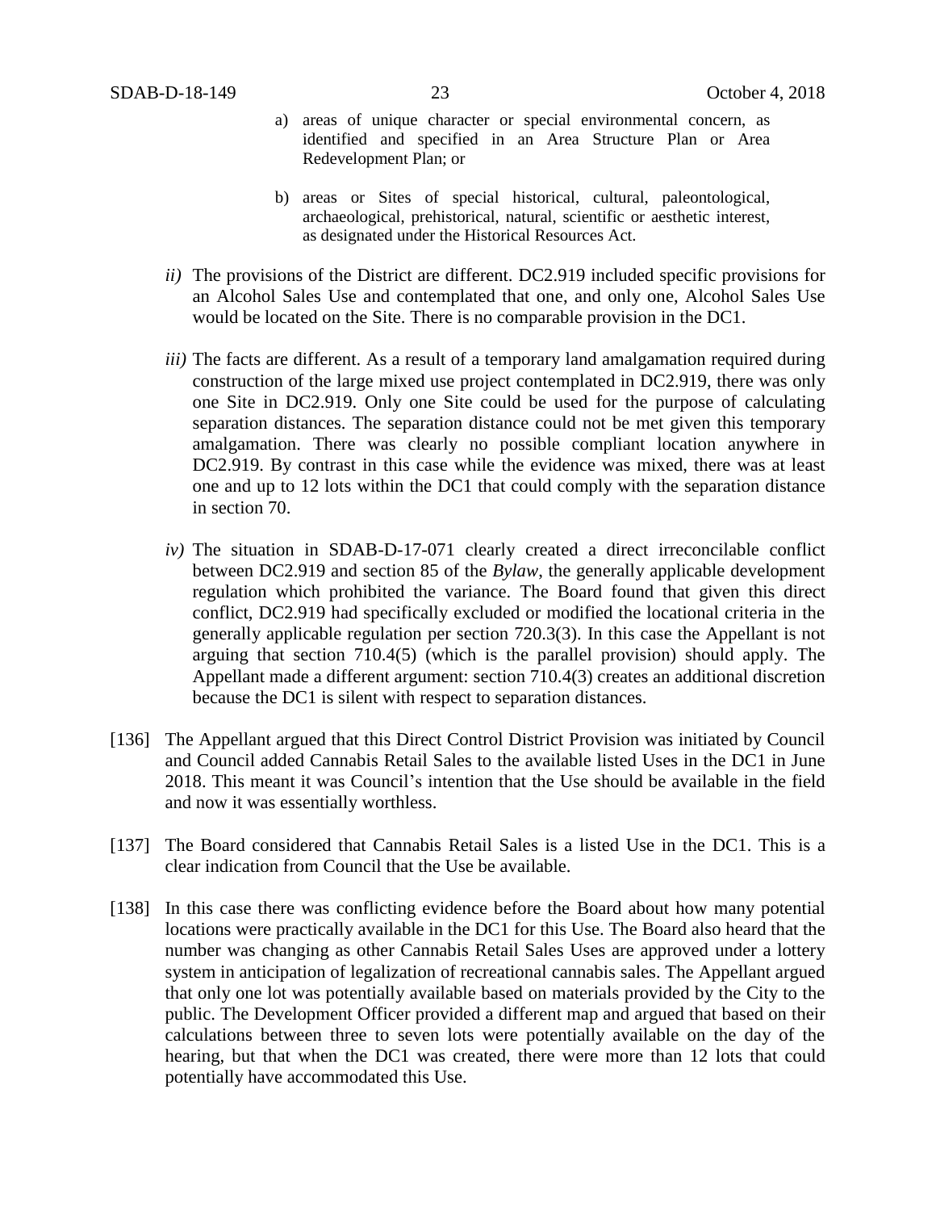a) areas of unique character or special environmental concern, as identified and specified in an Area Structure Plan or Area Redevelopment Plan; or

b) areas or Sites of special historical, cultural, paleontological, archaeological, prehistorical, natural, scientific or aesthetic interest, as designated under the Historical Resources Act.

*ii)* The provisions of the District are different. DC2.919 included specific provisions for an Alcohol Sales Use and contemplated that one, and only one, Alcohol Sales Use would be located on the Site. There is no comparable provision in the DC1.

*iii)* The facts are different. As a result of a temporary land amalgamation required during construction of the large mixed use project contemplated in DC2.919, there was only one Site in DC2.919. Only one Site could be used for the purpose of calculating separation distances. The separation distance could not be met given this temporary amalgamation. There was clearly no possible compliant location anywhere in DC2.919. By contrast in this case while the evidence was mixed, there was at least one and up to 12 lots within the DC1 that could comply with the separation distance in section 70.

*iv)* The situation in SDAB-D-17-071 clearly created a direct irreconcilable conflict between DC2.919 and section 85 of the *Bylaw*, the generally applicable development regulation which prohibited the variance. The Board found that given this direct conflict, DC2.919 had specifically excluded or modified the locational criteria in the generally applicable regulation per section 720.3(3). In this case the Appellant is not arguing that section 710.4(5) (which is the parallel provision) should apply. The Appellant made a different argument: section 710.4(3) creates an additional discretion because the DC1 is silent with respect to separation distances.

[136] The Appellant argued that this Direct Control District Provision was initiated by Council and Council added Cannabis Retail Sales to the available listed Uses in the DC1 in June 2018. This meant it was Council's intention that the Use should be available in the field and now it was essentially worthless.

[137] The Board considered that Cannabis Retail Sales is a listed Use in the DC1. This is a clear indication from Council that the Use be available.

[138] In this case there was conflicting evidence before the Board about how many potential locations were practically available in the DC1 for this Use. The Board also heard that the number was changing as other Cannabis Retail Sales Uses are approved under a lottery system in anticipation of legalization of recreational cannabis sales. The Appellant argued that only one lot was potentially available based on materials provided by the City to the public. The Development Officer provided a different map and argued that based on their calculations between three to seven lots were potentially available on the day of the hearing, but that when the DC1 was created, there were more than 12 lots that could potentially have accommodated this Use.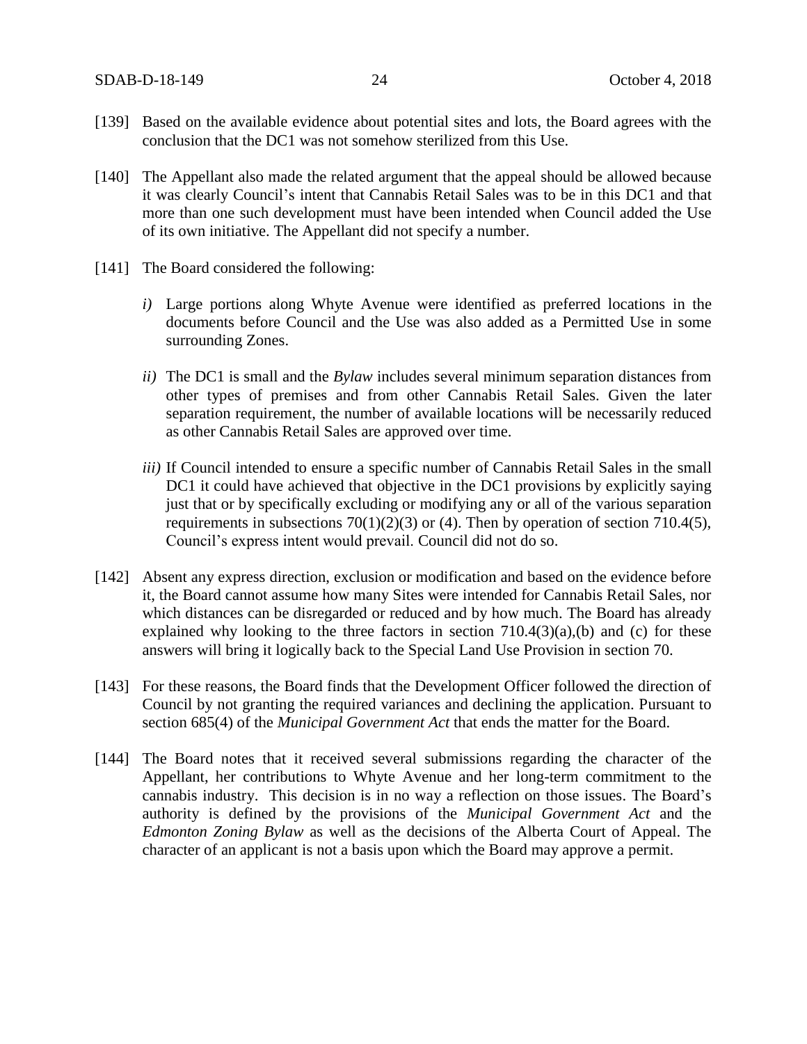[139] Based on the available evidence about potential sites and lots, the Board agrees with the conclusion that the DC1 was not somehow sterilized from this Use.

[140] The Appellant also made the related argument that the appeal should be allowed because it was clearly Council's intent that Cannabis Retail Sales was to be in this DC1 and that more than one such development must have been intended when Council added the Use of its own initiative. The Appellant did not specify a number.

[141] The Board considered the following:

*i)* Large portions along Whyte Avenue were identified as preferred locations in the documents before Council and the Use was also added as a Permitted Use in some surrounding Zones.

*ii)* The DC1 is small and the *Bylaw* includes several minimum separation distances from other types of premises and from other Cannabis Retail Sales. Given the later separation requirement, the number of available locations will be necessarily reduced as other Cannabis Retail Sales are approved over time.

*iii)* If Council intended to ensure a specific number of Cannabis Retail Sales in the small DC1 it could have achieved that objective in the DC1 provisions by explicitly saying just that or by specifically excluding or modifying any or all of the various separation requirements in subsections 70(1)(2)(3) or (4). Then by operation of section 710.4(5), Council's express intent would prevail. Council did not do so.

[142] Absent any express direction, exclusion or modification and based on the evidence before it, the Board cannot assume how many Sites were intended for Cannabis Retail Sales, nor which distances can be disregarded or reduced and by how much. The Board has already explained why looking to the three factors in section 710.4(3)(a),(b) and (c) for these answers will bring it logically back to the Special Land Use Provision in section 70.

[143] For these reasons, the Board finds that the Development Officer followed the direction of Council by not granting the required variances and declining the application. Pursuant to section 685(4) of the *Municipal Government Act* that ends the matter for the Board.

[144] The Board notes that it received several submissions regarding the character of the Appellant, her contributions to Whyte Avenue and her long-term commitment to the cannabis industry. This decision is in no way a reflection on those issues. The Board's authority is defined by the provisions of the *Municipal Government Act* and the *Edmonton Zoning Bylaw* as well as the decisions of the Alberta Court of Appeal. The character of an applicant is not a basis upon which the Board may approve a permit.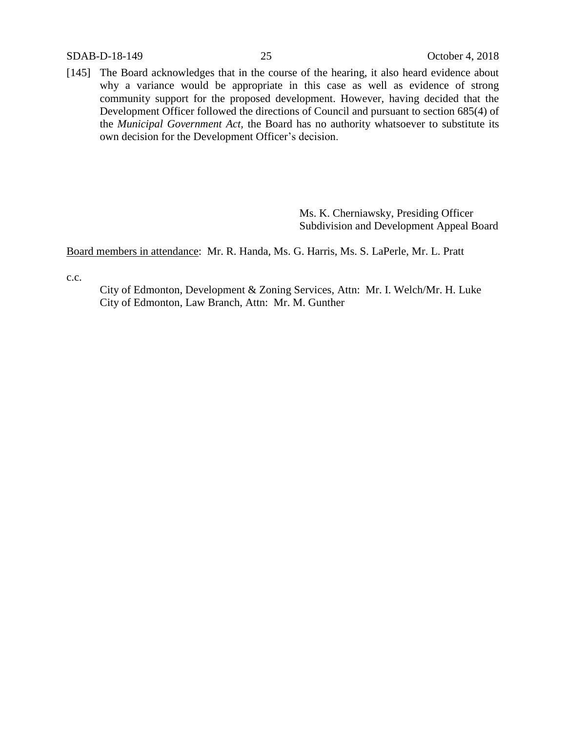[145] The Board acknowledges that in the course of the hearing, it also heard evidence about why a variance would be appropriate in this case as well as evidence of strong community support for the proposed development. However, having decided that the Development Officer followed the directions of Council and pursuant to section 685(4) of the *Municipal Government Act*, the Board has no authority whatsoever to substitute its own decision for the Development Officer's decision.

Ms. K. Cherniawsky, Presiding Officer
Subdivision and Development Appeal Board

Board members in attendance: Mr. R. Handa, Ms. G. Harris, Ms. S. LaPerle, Mr. L. Pratt

c.c.

City of Edmonton, Development & Zoning Services, Attn: Mr. I. Welch/Mr. H. Luke
City of Edmonton, Law Branch, Attn: Mr. M. Gunther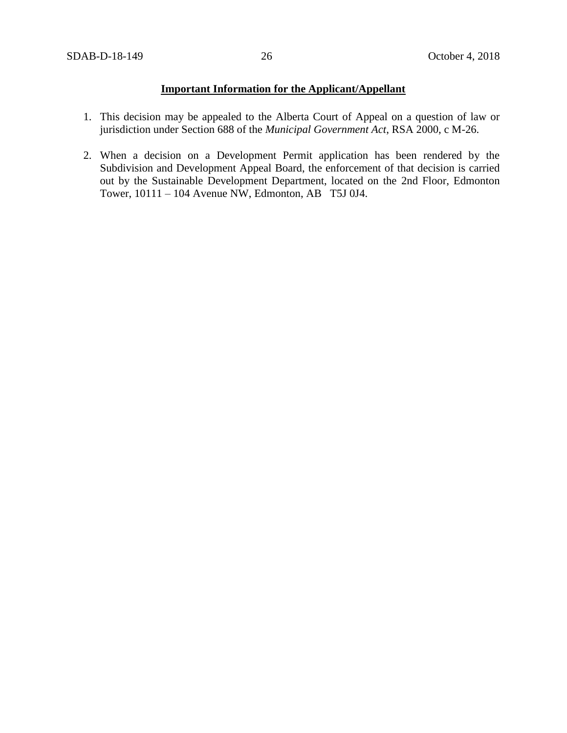**Important Information for the Applicant/Appellant**

1. This decision may be appealed to the Alberta Court of Appeal on a question of law or jurisdiction under Section 688 of the *Municipal Government Act*, RSA 2000, c M-26.

2. When a decision on a Development Permit application has been rendered by the Subdivision and Development Appeal Board, the enforcement of that decision is carried out by the Sustainable Development Department, located on the 2nd Floor, Edmonton Tower, 10111 – 104 Avenue NW, Edmonton, AB T5J 0J4.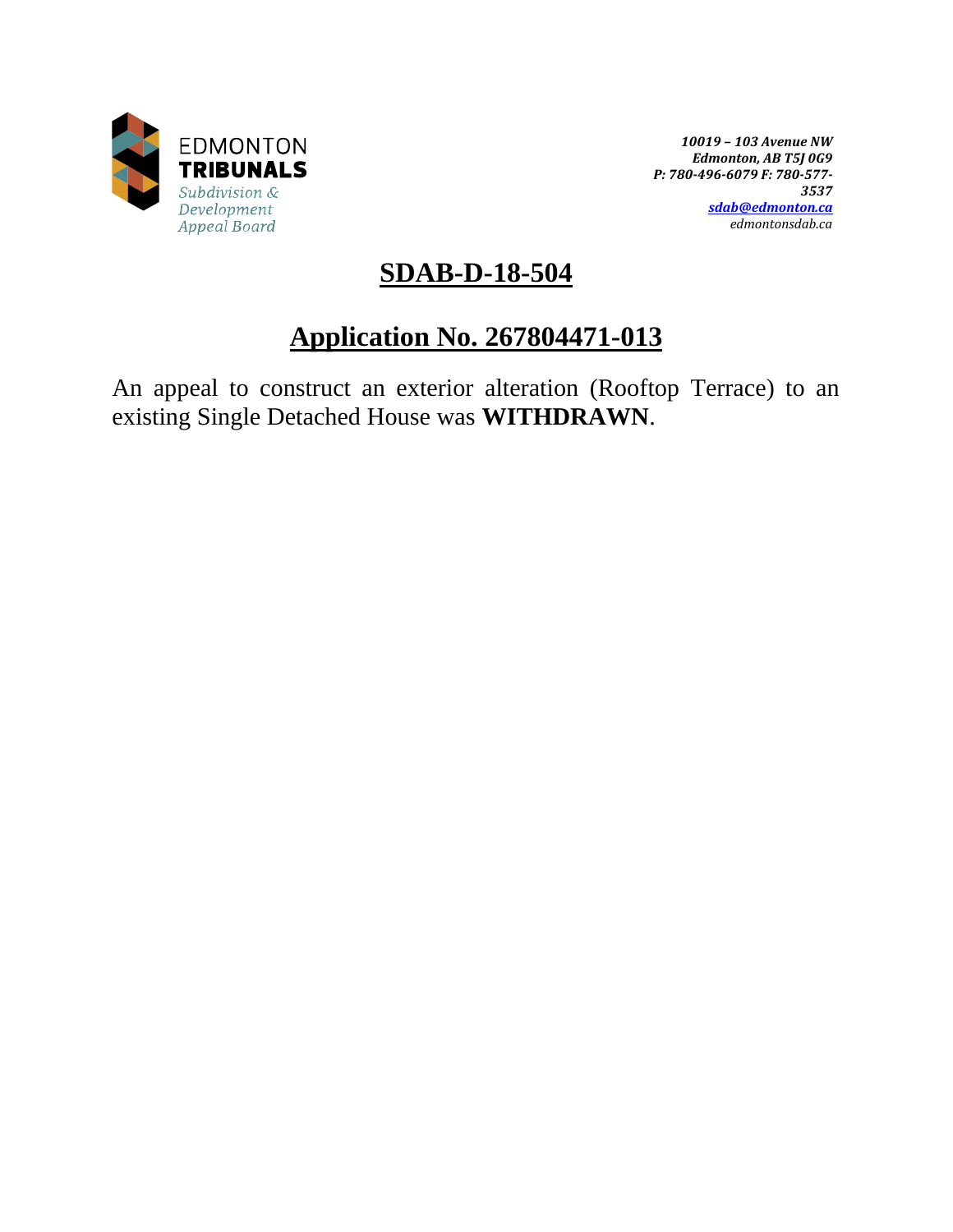EDMONTON
**TRIBUNALS**
*Subdivision & Development Appeal Board*

*10019 – 103 Avenue NW*
*Edmonton, AB T5J 0G9*
*P: 780-496-6079 F: 780-577-3537*
*sdab@edmonton.ca*
*edmontonsdab.ca*

# SDAB-D-18-504

## Application No. 267804471-013

An appeal to construct an exterior alteration (Rooftop Terrace) to an existing Single Detached House was **WITHDRAWN**.